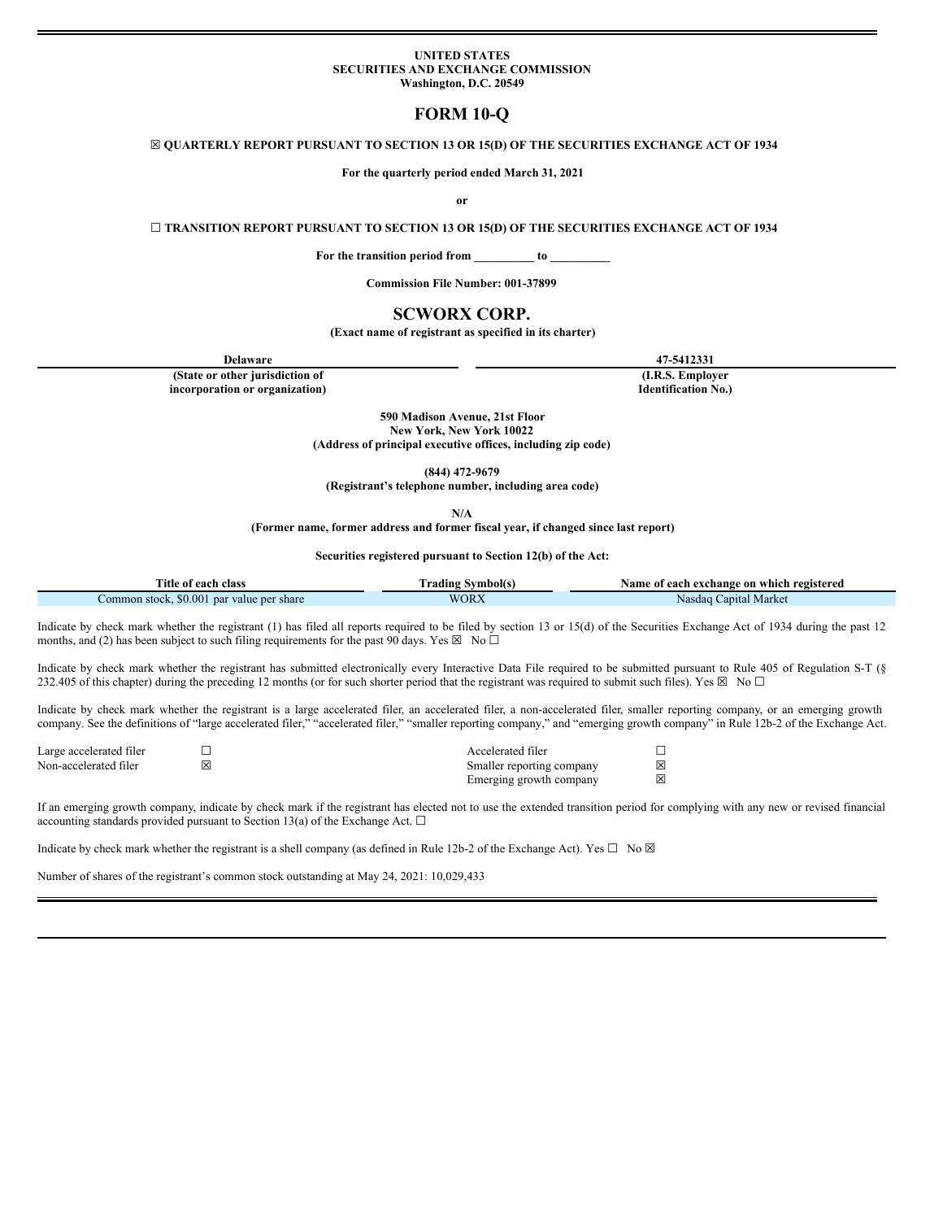**UNITED STATES**
**SECURITIES AND EXCHANGE COMMISSION**
**Washington, D.C. 20549**

# FORM 10-Q

☒ **QUARTERLY REPORT PURSUANT TO SECTION 13 OR 15(D) OF THE SECURITIES EXCHANGE ACT OF 1934**

**For the quarterly period ended March 31, 2021**

**or**

☐ **TRANSITION REPORT PURSUANT TO SECTION 13 OR 15(D) OF THE SECURITIES EXCHANGE ACT OF 1934**

**For the transition period from __________ to __________**

**Commission File Number: 001-37899**

# SCWORX CORP.

**(Exact name of registrant as specified in its charter)**

| **Delaware** | **47-5412331** |
|---|---|
| **(State or other jurisdiction of incorporation or organization)** | **(I.R.S. Employer Identification No.)** |

**590 Madison Avenue, 21st Floor**
**New York, New York 10022**
**(Address of principal executive offices, including zip code)**

**(844) 472-9679**
**(Registrant's telephone number, including area code)**

**N/A**
**(Former name, former address and former fiscal year, if changed since last report)**

**Securities registered pursuant to Section 12(b) of the Act:**

| Title of each class | Trading Symbol(s) | Name of each exchange on which registered |
|---|---|---|
| Common stock, $0.001 par value per share | WORX | Nasdaq Capital Market |

Indicate by check mark whether the registrant (1) has filed all reports required to be filed by section 13 or 15(d) of the Securities Exchange Act of 1934 during the past 12 months, and (2) has been subject to such filing requirements for the past 90 days. Yes ☒ No ☐

Indicate by check mark whether the registrant has submitted electronically every Interactive Data File required to be submitted pursuant to Rule 405 of Regulation S-T (§ 232.405 of this chapter) during the preceding 12 months (or for such shorter period that the registrant was required to submit such files). Yes ☒ No ☐

Indicate by check mark whether the registrant is a large accelerated filer, an accelerated filer, a non-accelerated filer, smaller reporting company, or an emerging growth company. See the definitions of "large accelerated filer," "accelerated filer," "smaller reporting company," and "emerging growth company" in Rule 12b-2 of the Exchange Act.

| | | | |
|---|---|---|---|
| Large accelerated filer | ☐ | Accelerated filer | ☐ |
| Non-accelerated filer | ☒ | Smaller reporting company | ☒ |
| | | Emerging growth company | ☒ |

If an emerging growth company, indicate by check mark if the registrant has elected not to use the extended transition period for complying with any new or revised financial accounting standards provided pursuant to Section 13(a) of the Exchange Act. ☐

Indicate by check mark whether the registrant is a shell company (as defined in Rule 12b-2 of the Exchange Act). Yes ☐ No ☒

Number of shares of the registrant's common stock outstanding at May 24, 2021: 10,029,433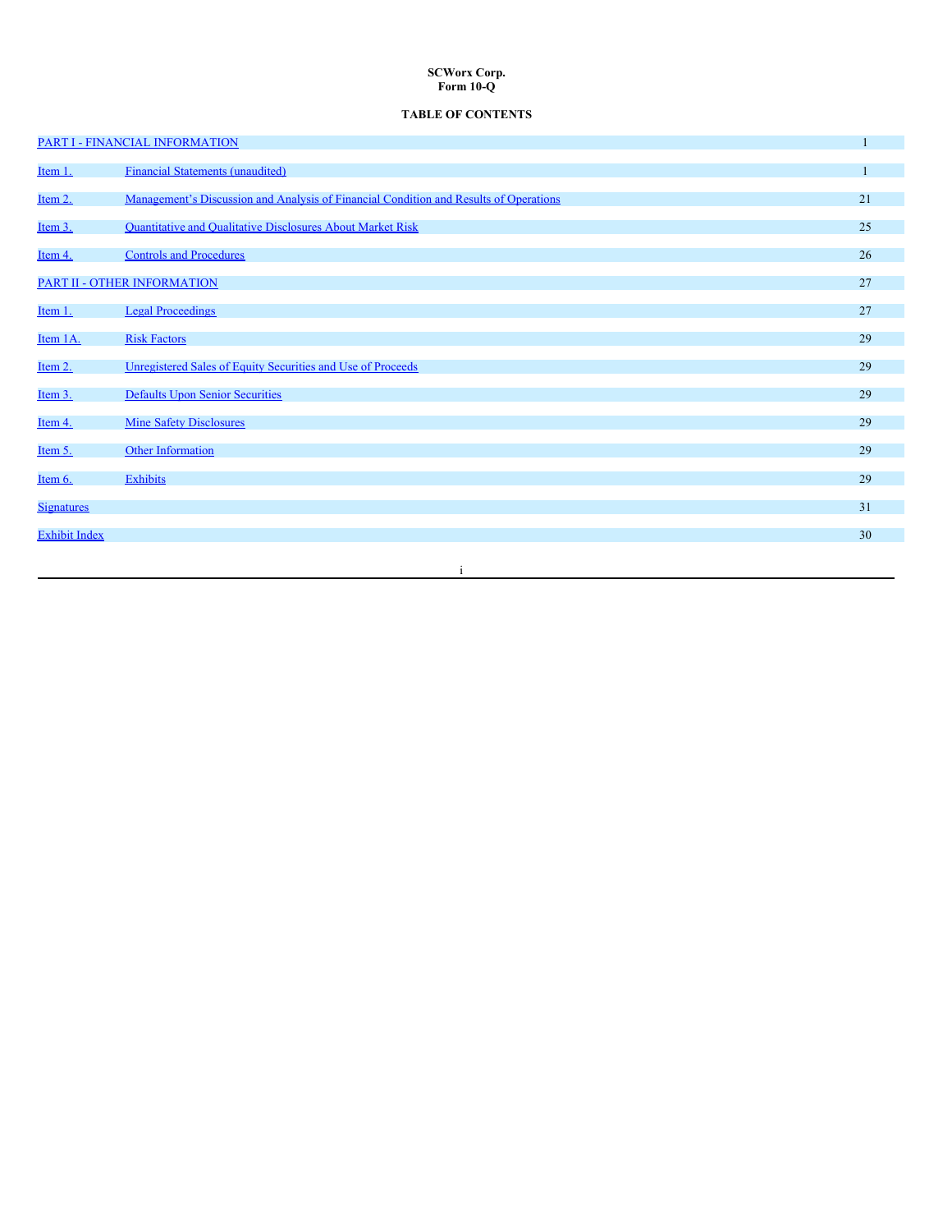**SCWorx Corp.**
**Form 10-Q**

**TABLE OF CONTENTS**

| | | |
|---|---|---|
| PART I - FINANCIAL INFORMATION | | 1 |
| Item 1. | Financial Statements (unaudited) | 1 |
| Item 2. | Management's Discussion and Analysis of Financial Condition and Results of Operations | 21 |
| Item 3. | Quantitative and Qualitative Disclosures About Market Risk | 25 |
| Item 4. | Controls and Procedures | 26 |
| PART II - OTHER INFORMATION | | 27 |
| Item 1. | Legal Proceedings | 27 |
| Item 1A. | Risk Factors | 29 |
| Item 2. | Unregistered Sales of Equity Securities and Use of Proceeds | 29 |
| Item 3. | Defaults Upon Senior Securities | 29 |
| Item 4. | Mine Safety Disclosures | 29 |
| Item 5. | Other Information | 29 |
| Item 6. | Exhibits | 29 |
| Signatures | | 31 |
| Exhibit Index | | 30 |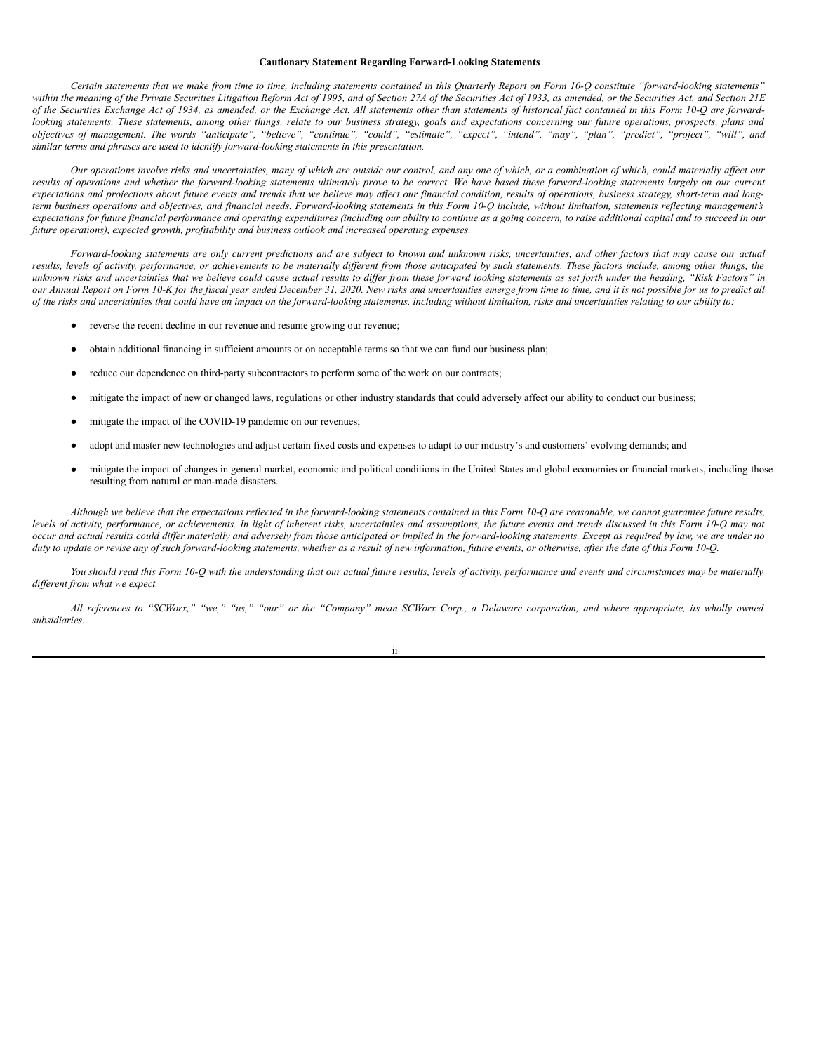**Cautionary Statement Regarding Forward-Looking Statements**

*Certain statements that we make from time to time, including statements contained in this Quarterly Report on Form 10-Q constitute "forward-looking statements" within the meaning of the Private Securities Litigation Reform Act of 1995, and of Section 27A of the Securities Act of 1933, as amended, or the Securities Act, and Section 21E of the Securities Exchange Act of 1934, as amended, or the Exchange Act. All statements other than statements of historical fact contained in this Form 10-Q are forward-looking statements. These statements, among other things, relate to our business strategy, goals and expectations concerning our future operations, prospects, plans and objectives of management. The words "anticipate", "believe", "continue", "could", "estimate", "expect", "intend", "may", "plan", "predict", "project", "will", and similar terms and phrases are used to identify forward-looking statements in this presentation.*

*Our operations involve risks and uncertainties, many of which are outside our control, and any one of which, or a combination of which, could materially affect our results of operations and whether the forward-looking statements ultimately prove to be correct. We have based these forward-looking statements largely on our current expectations and projections about future events and trends that we believe may affect our financial condition, results of operations, business strategy, short-term and long-term business operations and objectives, and financial needs. Forward-looking statements in this Form 10-Q include, without limitation, statements reflecting management's expectations for future financial performance and operating expenditures (including our ability to continue as a going concern, to raise additional capital and to succeed in our future operations), expected growth, profitability and business outlook and increased operating expenses.*

*Forward-looking statements are only current predictions and are subject to known and unknown risks, uncertainties, and other factors that may cause our actual results, levels of activity, performance, or achievements to be materially different from those anticipated by such statements. These factors include, among other things, the unknown risks and uncertainties that we believe could cause actual results to differ from these forward looking statements as set forth under the heading, "Risk Factors" in our Annual Report on Form 10-K for the fiscal year ended December 31, 2020. New risks and uncertainties emerge from time to time, and it is not possible for us to predict all of the risks and uncertainties that could have an impact on the forward-looking statements, including without limitation, risks and uncertainties relating to our ability to:*

- reverse the recent decline in our revenue and resume growing our revenue;
- obtain additional financing in sufficient amounts or on acceptable terms so that we can fund our business plan;
- reduce our dependence on third-party subcontractors to perform some of the work on our contracts;
- mitigate the impact of new or changed laws, regulations or other industry standards that could adversely affect our ability to conduct our business;
- mitigate the impact of the COVID-19 pandemic on our revenues;
- adopt and master new technologies and adjust certain fixed costs and expenses to adapt to our industry's and customers' evolving demands; and
- mitigate the impact of changes in general market, economic and political conditions in the United States and global economies or financial markets, including those resulting from natural or man-made disasters.

*Although we believe that the expectations reflected in the forward-looking statements contained in this Form 10-Q are reasonable, we cannot guarantee future results, levels of activity, performance, or achievements. In light of inherent risks, uncertainties and assumptions, the future events and trends discussed in this Form 10-Q may not occur and actual results could differ materially and adversely from those anticipated or implied in the forward-looking statements. Except as required by law, we are under no duty to update or revise any of such forward-looking statements, whether as a result of new information, future events, or otherwise, after the date of this Form 10-Q.*

*You should read this Form 10-Q with the understanding that our actual future results, levels of activity, performance and events and circumstances may be materially different from what we expect.*

*All references to "SCWorx," "we," "us," "our" or the "Company" mean SCWorx Corp., a Delaware corporation, and where appropriate, its wholly owned subsidiaries.*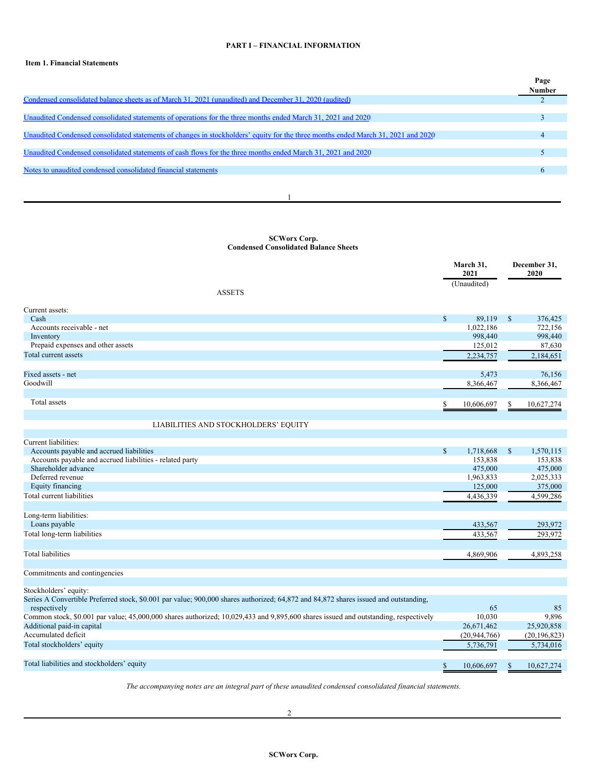## PART I – FINANCIAL INFORMATION

### Item 1. Financial Statements

| | Page Number |
|---|---|
| Condensed consolidated balance sheets as of March 31, 2021 (unaudited) and December 31, 2020 (audited) | 2 |
| Unaudited Condensed consolidated statements of operations for the three months ended March 31, 2021 and 2020 | 3 |
| Unaudited Condensed consolidated statements of changes in stockholders' equity for the three months ended March 31, 2021 and 2020 | 4 |
| Unaudited Condensed consolidated statements of cash flows for the three months ended March 31, 2021 and 2020 | 5 |
| Notes to unaudited condensed consolidated financial statements | 6 |

**SCWorx Corp.**
**Condensed Consolidated Balance Sheets**

| | March 31, 2021 (Unaudited) | December 31, 2020 |
|---|---|---|
| **ASSETS** | | |
| Current assets: | | |
| Cash | $ 89,119 | $ 376,425 |
| Accounts receivable - net | 1,022,186 | 722,156 |
| Inventory | 998,440 | 998,440 |
| Prepaid expenses and other assets | 125,012 | 87,630 |
| Total current assets | 2,234,757 | 2,184,651 |
| | | |
| Fixed assets - net | 5,473 | 76,156 |
| Goodwill | 8,366,467 | 8,366,467 |
| | | |
| Total assets | $ 10,606,697 | $ 10,627,274 |
| | | |
| **LIABILITIES AND STOCKHOLDERS' EQUITY** | | |
| Current liabilities: | | |
| Accounts payable and accrued liabilities | $ 1,718,668 | $ 1,570,115 |
| Accounts payable and accrued liabilities - related party | 153,838 | 153,838 |
| Shareholder advance | 475,000 | 475,000 |
| Deferred revenue | 1,963,833 | 2,025,333 |
| Equity financing | 125,000 | 375,000 |
| Total current liabilities | 4,436,339 | 4,599,286 |
| | | |
| Long-term liabilities: | | |
| Loans payable | 433,567 | 293,972 |
| Total long-term liabilities | 433,567 | 293,972 |
| | | |
| Total liabilities | 4,869,906 | 4,893,258 |
| | | |
| Commitments and contingencies | | |
| | | |
| Stockholders' equity: | | |
| Series A Convertible Preferred stock, $0.001 par value; 900,000 shares authorized; 64,872 and 84,872 shares issued and outstanding, respectively | 65 | 85 |
| Common stock, $0.001 par value; 45,000,000 shares authorized; 10,029,433 and 9,895,600 shares issued and outstanding, respectively | 10,030 | 9,896 |
| Additional paid-in capital | 26,671,462 | 25,920,858 |
| Accumulated deficit | (20,944,766) | (20,196,823) |
| Total stockholders' equity | 5,736,791 | 5,734,016 |
| | | |
| Total liabilities and stockholders' equity | $ 10,606,697 | $ 10,627,274 |

*The accompanying notes are an integral part of these unaudited condensed consolidated financial statements.*

**SCWorx Corp.**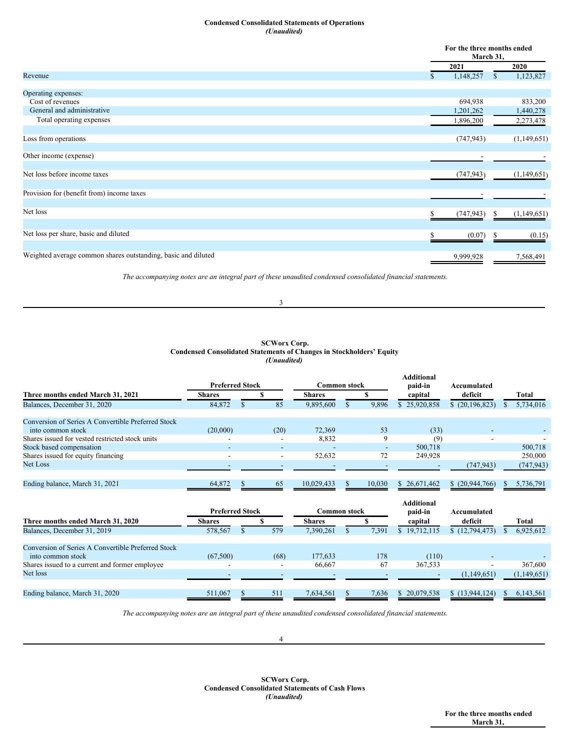**Condensed Consolidated Statements of Operations**
*(Unaudited)*

| | For the three months ended March 31, | |
|---|---|---|
| | 2021 | 2020 |
| Revenue | $ 1,148,257 | $ 1,123,827 |
| | | |
| Operating expenses: | | |
| Cost of revenues | 694,938 | 833,200 |
| General and administrative | 1,201,262 | 1,440,278 |
| Total operating expenses | 1,896,200 | 2,273,478 |
| | | |
| Loss from operations | (747,943) | (1,149,651) |
| | | |
| Other income (expense) | - | - |
| | | |
| Net loss before income taxes | (747,943) | (1,149,651) |
| | | |
| Provision for (benefit from) income taxes | - | - |
| | | |
| Net loss | $ (747,943) | $ (1,149,651) |
| | | |
| Net loss per share, basic and diluted | $ (0.07) | $ (0.15) |
| | | |
| Weighted average common shares outstanding, basic and diluted | 9,999,928 | 7,568,491 |

*The accompanying notes are an integral part of these unaudited condensed consolidated financial statements.*

**SCWorx Corp.**
**Condensed Consolidated Statements of Changes in Stockholders' Equity**
*(Unaudited)*

| | Preferred Stock | | Common stock | | Additional paid-in | Accumulated | |
|---|---|---|---|---|---|---|---|
| **Three months ended March 31, 2021** | **Shares** | **$** | **Shares** | **$** | **capital** | **deficit** | **Total** |
| Balances, December 31, 2020 | 84,872 | $ 85 | 9,895,600 | $ 9,896 | $ 25,920,858 | $ (20,196,823) | $ 5,734,016 |
| | | | | | | | |
| Conversion of Series A Convertible Preferred Stock into common stock | (20,000) | (20) | 72,369 | 53 | (33) | - | - |
| Shares issued for vested restricted stock units | - | - | 8,832 | 9 | (9) | - | - |
| Stock based compensation | - | - | - | - | 500,718 | | 500,718 |
| Shares issued for equity financing | - | - | 52,632 | 72 | 249,928 | | 250,000 |
| Net Loss | - | - | - | - | - | (747,943) | (747,943) |
| | | | | | | | |
| Ending balance, March 31, 2021 | 64,872 | $ 65 | 10,029,433 | $ 10,030 | $ 26,671,462 | $ (20,944,766) | $ 5,736,791 |

| | Preferred Stock | | Common stock | | Additional paid-in | Accumulated | |
|---|---|---|---|---|---|---|---|
| **Three months ended March 31, 2020** | **Shares** | **$** | **Shares** | **$** | **capital** | **deficit** | **Total** |
| Balances, December 31, 2019 | 578,567 | $ 579 | 7,390,261 | $ 7,391 | $ 19,712,115 | $ (12,794,473) | $ 6,925,612 |
| | | | | | | | |
| Conversion of Series A Convertible Preferred Stock into common stock | (67,500) | (68) | 177,633 | 178 | (110) | - | - |
| Shares issued to a current and former employee | - | - | 66,667 | 67 | 367,533 | - | 367,600 |
| Net loss | - | - | - | - | - | (1,149,651) | (1,149,651) |
| | | | | | | | |
| Ending balance, March 31, 2020 | 511,067 | $ 511 | 7,634,561 | $ 7,636 | $ 20,079,538 | $ (13,944,124) | $ 6,143,561 |

*The accompanying notes are an integral part of these unaudited condensed consolidated financial statements.*

**SCWorx Corp.**
**Condensed Consolidated Statements of Cash Flows**
*(Unaudited)*

For the three months ended March 31,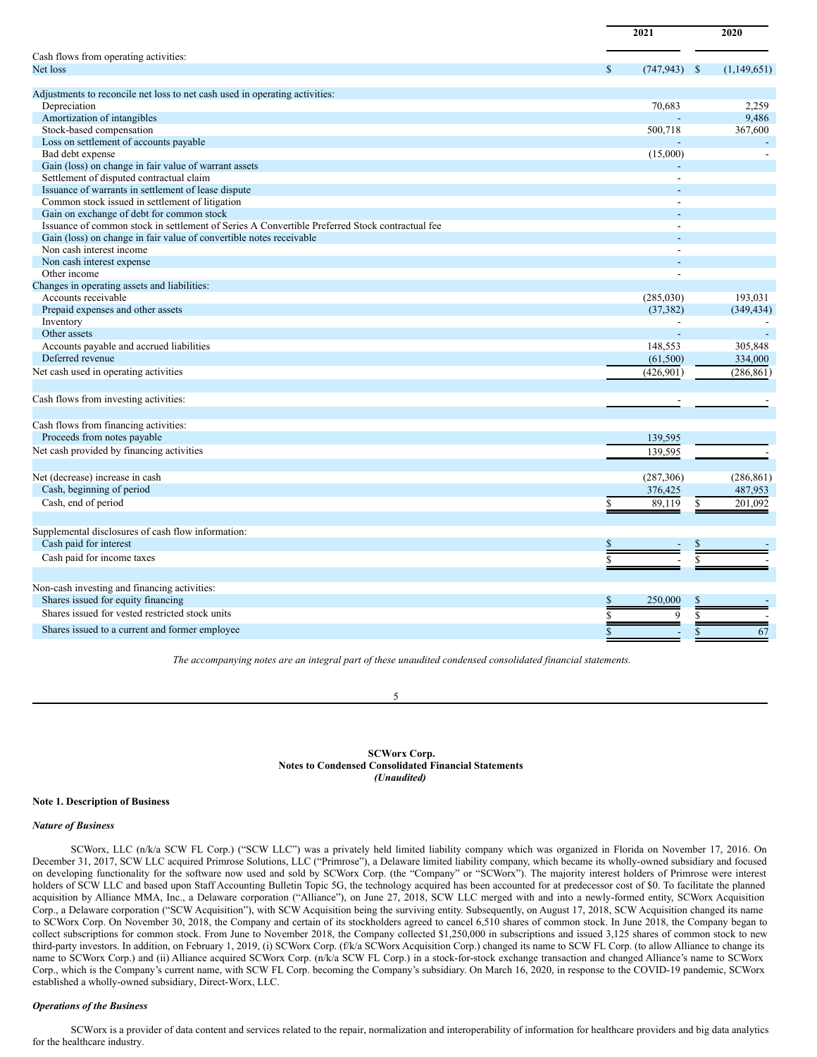| | 2021 | 2020 |
|---|---|---|
| Cash flows from operating activities: | | |
| Net loss | $ (747,943) | $ (1,149,651) |
| | | |
| Adjustments to reconcile net loss to net cash used in operating activities: | | |
| Depreciation | 70,683 | 2,259 |
| Amortization of intangibles | - | 9,486 |
| Stock-based compensation | 500,718 | 367,600 |
| Loss on settlement of accounts payable | - | - |
| Bad debt expense | (15,000) | - |
| Gain (loss) on change in fair value of warrant assets | - | |
| Settlement of disputed contractual claim | - | |
| Issuance of warrants in settlement of lease dispute | - | |
| Common stock issued in settlement of litigation | - | |
| Gain on exchange of debt for common stock | - | |
| Issuance of common stock in settlement of Series A Convertible Preferred Stock contractual fee | - | |
| Gain (loss) on change in fair value of convertible notes receivable | - | |
| Non cash interest income | - | |
| Non cash interest expense | - | |
| Other income | - | |
| Changes in operating assets and liabilities: | | |
| Accounts receivable | (285,030) | 193,031 |
| Prepaid expenses and other assets | (37,382) | (349,434) |
| Inventory | - | - |
| Other assets | - | - |
| Accounts payable and accrued liabilities | 148,553 | 305,848 |
| Deferred revenue | (61,500) | 334,000 |
| Net cash used in operating activities | (426,901) | (286,861) |
| | | |
| Cash flows from investing activities: | - | - |
| | | |
| Cash flows from financing activities: | | |
| Proceeds from notes payable | 139,595 | |
| Net cash provided by financing activities | 139,595 | - |
| | | |
| Net (decrease) increase in cash | (287,306) | (286,861) |
| Cash, beginning of period | 376,425 | 487,953 |
| Cash, end of period | $ 89,119 | $ 201,092 |
| | | |
| Supplemental disclosures of cash flow information: | | |
| Cash paid for interest | $ - | $ - |
| Cash paid for income taxes | $ - | $ - |
| | | |
| Non-cash investing and financing activities: | | |
| Shares issued for equity financing | $ 250,000 | $ - |
| Shares issued for vested restricted stock units | $ 9 | $ - |
| Shares issued to a current and former employee | $ - | $ 67 |

*The accompanying notes are an integral part of these unaudited condensed consolidated financial statements.*

**SCWorx Corp.**
**Notes to Condensed Consolidated Financial Statements**
***(Unaudited)***

**Note 1. Description of Business**

***Nature of Business***

SCWorx, LLC (n/k/a SCW FL Corp.) ("SCW LLC") was a privately held limited liability company which was organized in Florida on November 17, 2016. On December 31, 2017, SCW LLC acquired Primrose Solutions, LLC ("Primrose"), a Delaware limited liability company, which became its wholly-owned subsidiary and focused on developing functionality for the software now used and sold by SCWorx Corp. (the "Company" or "SCWorx"). The majority interest holders of Primrose were interest holders of SCW LLC and based upon Staff Accounting Bulletin Topic 5G, the technology acquired has been accounted for at predecessor cost of $0. To facilitate the planned acquisition by Alliance MMA, Inc., a Delaware corporation ("Alliance"), on June 27, 2018, SCW LLC merged with and into a newly-formed entity, SCWorx Acquisition Corp., a Delaware corporation ("SCW Acquisition"), with SCW Acquisition being the surviving entity. Subsequently, on August 17, 2018, SCW Acquisition changed its name to SCWorx Corp. On November 30, 2018, the Company and certain of its stockholders agreed to cancel 6,510 shares of common stock. In June 2018, the Company began to collect subscriptions for common stock. From June to November 2018, the Company collected $1,250,000 in subscriptions and issued 3,125 shares of common stock to new third-party investors. In addition, on February 1, 2019, (i) SCWorx Corp. (f/k/a SCWorx Acquisition Corp.) changed its name to SCW FL Corp. (to allow Alliance to change its name to SCWorx Corp.) and (ii) Alliance acquired SCWorx Corp. (n/k/a SCW FL Corp.) in a stock-for-stock exchange transaction and changed Alliance's name to SCWorx Corp., which is the Company's current name, with SCW FL Corp. becoming the Company's subsidiary. On March 16, 2020, in response to the COVID-19 pandemic, SCWorx established a wholly-owned subsidiary, Direct-Worx, LLC.

***Operations of the Business***

SCWorx is a provider of data content and services related to the repair, normalization and interoperability of information for healthcare providers and big data analytics for the healthcare industry.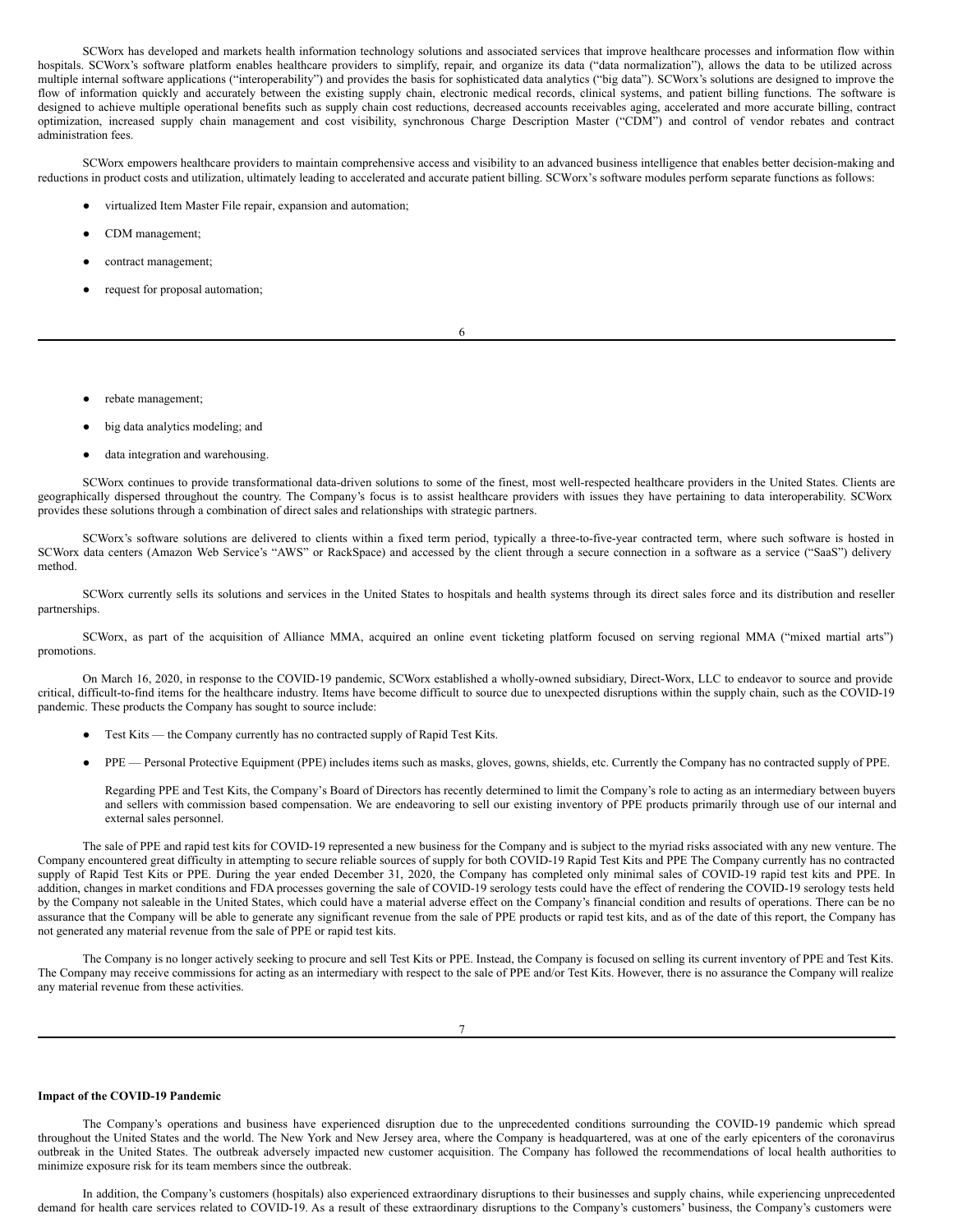SCWorx has developed and markets health information technology solutions and associated services that improve healthcare processes and information flow within hospitals. SCWorx's software platform enables healthcare providers to simplify, repair, and organize its data ("data normalization"), allows the data to be utilized across multiple internal software applications ("interoperability") and provides the basis for sophisticated data analytics ("big data"). SCWorx's solutions are designed to improve the flow of information quickly and accurately between the existing supply chain, electronic medical records, clinical systems, and patient billing functions. The software is designed to achieve multiple operational benefits such as supply chain cost reductions, decreased accounts receivables aging, accelerated and more accurate billing, contract optimization, increased supply chain management and cost visibility, synchronous Charge Description Master ("CDM") and control of vendor rebates and contract administration fees.

SCWorx empowers healthcare providers to maintain comprehensive access and visibility to an advanced business intelligence that enables better decision-making and reductions in product costs and utilization, ultimately leading to accelerated and accurate patient billing. SCWorx's software modules perform separate functions as follows:

- virtualized Item Master File repair, expansion and automation;
- CDM management;
- contract management;
- request for proposal automation;
- rebate management;
- big data analytics modeling; and
- data integration and warehousing.

SCWorx continues to provide transformational data-driven solutions to some of the finest, most well-respected healthcare providers in the United States. Clients are geographically dispersed throughout the country. The Company's focus is to assist healthcare providers with issues they have pertaining to data interoperability. SCWorx provides these solutions through a combination of direct sales and relationships with strategic partners.

SCWorx's software solutions are delivered to clients within a fixed term period, typically a three-to-five-year contracted term, where such software is hosted in SCWorx data centers (Amazon Web Service's "AWS" or RackSpace) and accessed by the client through a secure connection in a software as a service ("SaaS") delivery method.

SCWorx currently sells its solutions and services in the United States to hospitals and health systems through its direct sales force and its distribution and reseller partnerships.

SCWorx, as part of the acquisition of Alliance MMA, acquired an online event ticketing platform focused on serving regional MMA ("mixed martial arts") promotions.

On March 16, 2020, in response to the COVID-19 pandemic, SCWorx established a wholly-owned subsidiary, Direct-Worx, LLC to endeavor to source and provide critical, difficult-to-find items for the healthcare industry. Items have become difficult to source due to unexpected disruptions within the supply chain, such as the COVID-19 pandemic. These products the Company has sought to source include:

- Test Kits — the Company currently has no contracted supply of Rapid Test Kits.
- PPE — Personal Protective Equipment (PPE) includes items such as masks, gloves, gowns, shields, etc. Currently the Company has no contracted supply of PPE.

  Regarding PPE and Test Kits, the Company's Board of Directors has recently determined to limit the Company's role to acting as an intermediary between buyers and sellers with commission based compensation. We are endeavoring to sell our existing inventory of PPE products primarily through use of our internal and external sales personnel.

The sale of PPE and rapid test kits for COVID-19 represented a new business for the Company and is subject to the myriad risks associated with any new venture. The Company encountered great difficulty in attempting to secure reliable sources of supply for both COVID-19 Rapid Test Kits and PPE The Company currently has no contracted supply of Rapid Test Kits or PPE. During the year ended December 31, 2020, the Company has completed only minimal sales of COVID-19 rapid test kits and PPE. In addition, changes in market conditions and FDA processes governing the sale of COVID-19 serology tests could have the effect of rendering the COVID-19 serology tests held by the Company not saleable in the United States, which could have a material adverse effect on the Company's financial condition and results of operations. There can be no assurance that the Company will be able to generate any significant revenue from the sale of PPE products or rapid test kits, and as of the date of this report, the Company has not generated any material revenue from the sale of PPE or rapid test kits.

The Company is no longer actively seeking to procure and sell Test Kits or PPE. Instead, the Company is focused on selling its current inventory of PPE and Test Kits. The Company may receive commissions for acting as an intermediary with respect to the sale of PPE and/or Test Kits. However, there is no assurance the Company will realize any material revenue from these activities.

**Impact of the COVID-19 Pandemic**

The Company's operations and business have experienced disruption due to the unprecedented conditions surrounding the COVID-19 pandemic which spread throughout the United States and the world. The New York and New Jersey area, where the Company is headquartered, was at one of the early epicenters of the coronavirus outbreak in the United States. The outbreak adversely impacted new customer acquisition. The Company has followed the recommendations of local health authorities to minimize exposure risk for its team members since the outbreak.

In addition, the Company's customers (hospitals) also experienced extraordinary disruptions to their businesses and supply chains, while experiencing unprecedented demand for health care services related to COVID-19. As a result of these extraordinary disruptions to the Company's customers' business, the Company's customers were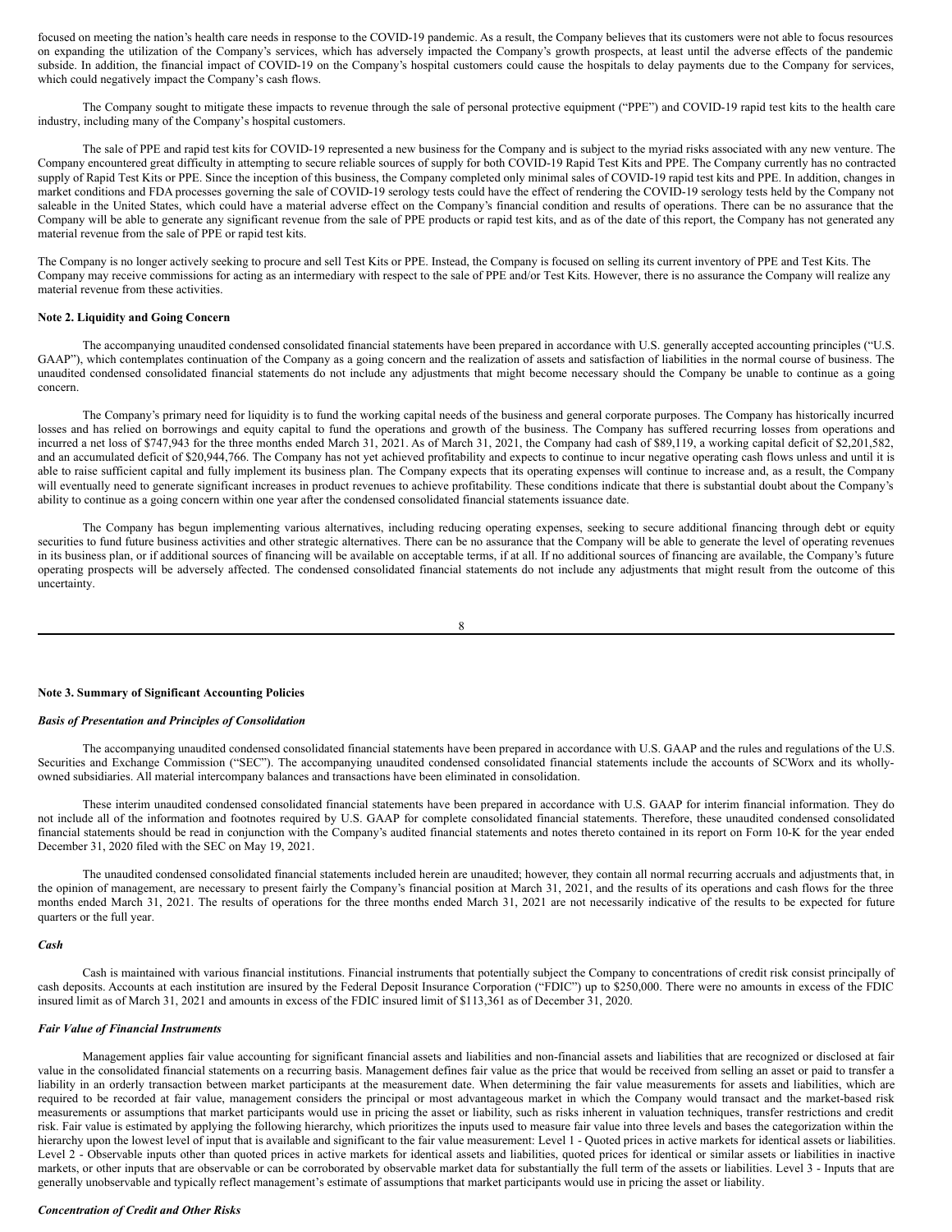focused on meeting the nation's health care needs in response to the COVID-19 pandemic. As a result, the Company believes that its customers were not able to focus resources on expanding the utilization of the Company's services, which has adversely impacted the Company's growth prospects, at least until the adverse effects of the pandemic subside. In addition, the financial impact of COVID-19 on the Company's hospital customers could cause the hospitals to delay payments due to the Company for services, which could negatively impact the Company's cash flows.

The Company sought to mitigate these impacts to revenue through the sale of personal protective equipment ("PPE") and COVID-19 rapid test kits to the health care industry, including many of the Company's hospital customers.

The sale of PPE and rapid test kits for COVID-19 represented a new business for the Company and is subject to the myriad risks associated with any new venture. The Company encountered great difficulty in attempting to secure reliable sources of supply for both COVID-19 Rapid Test Kits and PPE. The Company currently has no contracted supply of Rapid Test Kits or PPE. Since the inception of this business, the Company completed only minimal sales of COVID-19 rapid test kits and PPE. In addition, changes in market conditions and FDA processes governing the sale of COVID-19 serology tests could have the effect of rendering the COVID-19 serology tests held by the Company not saleable in the United States, which could have a material adverse effect on the Company's financial condition and results of operations. There can be no assurance that the Company will be able to generate any significant revenue from the sale of PPE products or rapid test kits, and as of the date of this report, the Company has not generated any material revenue from the sale of PPE or rapid test kits.

The Company is no longer actively seeking to procure and sell Test Kits or PPE. Instead, the Company is focused on selling its current inventory of PPE and Test Kits. The Company may receive commissions for acting as an intermediary with respect to the sale of PPE and/or Test Kits. However, there is no assurance the Company will realize any material revenue from these activities.

**Note 2. Liquidity and Going Concern**

The accompanying unaudited condensed consolidated financial statements have been prepared in accordance with U.S. generally accepted accounting principles ("U.S. GAAP"), which contemplates continuation of the Company as a going concern and the realization of assets and satisfaction of liabilities in the normal course of business. The unaudited condensed consolidated financial statements do not include any adjustments that might become necessary should the Company be unable to continue as a going concern.

The Company's primary need for liquidity is to fund the working capital needs of the business and general corporate purposes. The Company has historically incurred losses and has relied on borrowings and equity capital to fund the operations and growth of the business. The Company has suffered recurring losses from operations and incurred a net loss of $747,943 for the three months ended March 31, 2021. As of March 31, 2021, the Company had cash of $89,119, a working capital deficit of $2,201,582, and an accumulated deficit of $20,944,766. The Company has not yet achieved profitability and expects to continue to incur negative operating cash flows unless and until it is able to raise sufficient capital and fully implement its business plan. The Company expects that its operating expenses will continue to increase and, as a result, the Company will eventually need to generate significant increases in product revenues to achieve profitability. These conditions indicate that there is substantial doubt about the Company's ability to continue as a going concern within one year after the condensed consolidated financial statements issuance date.

The Company has begun implementing various alternatives, including reducing operating expenses, seeking to secure additional financing through debt or equity securities to fund future business activities and other strategic alternatives. There can be no assurance that the Company will be able to generate the level of operating revenues in its business plan, or if additional sources of financing will be available on acceptable terms, if at all. If no additional sources of financing are available, the Company's future operating prospects will be adversely affected. The condensed consolidated financial statements do not include any adjustments that might result from the outcome of this uncertainty.

**Note 3. Summary of Significant Accounting Policies**

***Basis of Presentation and Principles of Consolidation***

The accompanying unaudited condensed consolidated financial statements have been prepared in accordance with U.S. GAAP and the rules and regulations of the U.S. Securities and Exchange Commission ("SEC"). The accompanying unaudited condensed consolidated financial statements include the accounts of SCWorx and its wholly-owned subsidiaries. All material intercompany balances and transactions have been eliminated in consolidation.

These interim unaudited condensed consolidated financial statements have been prepared in accordance with U.S. GAAP for interim financial information. They do not include all of the information and footnotes required by U.S. GAAP for complete consolidated financial statements. Therefore, these unaudited condensed consolidated financial statements should be read in conjunction with the Company's audited financial statements and notes thereto contained in its report on Form 10-K for the year ended December 31, 2020 filed with the SEC on May 19, 2021.

The unaudited condensed consolidated financial statements included herein are unaudited; however, they contain all normal recurring accruals and adjustments that, in the opinion of management, are necessary to present fairly the Company's financial position at March 31, 2021, and the results of its operations and cash flows for the three months ended March 31, 2021. The results of operations for the three months ended March 31, 2021 are not necessarily indicative of the results to be expected for future quarters or the full year.

***Cash***

Cash is maintained with various financial institutions. Financial instruments that potentially subject the Company to concentrations of credit risk consist principally of cash deposits. Accounts at each institution are insured by the Federal Deposit Insurance Corporation ("FDIC") up to $250,000. There were no amounts in excess of the FDIC insured limit as of March 31, 2021 and amounts in excess of the FDIC insured limit of $113,361 as of December 31, 2020.

***Fair Value of Financial Instruments***

Management applies fair value accounting for significant financial assets and liabilities and non-financial assets and liabilities that are recognized or disclosed at fair value in the consolidated financial statements on a recurring basis. Management defines fair value as the price that would be received from selling an asset or paid to transfer a liability in an orderly transaction between market participants at the measurement date. When determining the fair value measurements for assets and liabilities, which are required to be recorded at fair value, management considers the principal or most advantageous market in which the Company would transact and the market-based risk measurements or assumptions that market participants would use in pricing the asset or liability, such as risks inherent in valuation techniques, transfer restrictions and credit risk. Fair value is estimated by applying the following hierarchy, which prioritizes the inputs used to measure fair value into three levels and bases the categorization within the hierarchy upon the lowest level of input that is available and significant to the fair value measurement: Level 1 - Quoted prices in active markets for identical assets or liabilities. Level 2 - Observable inputs other than quoted prices in active markets for identical assets and liabilities, quoted prices for identical or similar assets or liabilities in inactive markets, or other inputs that are observable or can be corroborated by observable market data for substantially the full term of the assets or liabilities. Level 3 - Inputs that are generally unobservable and typically reflect management's estimate of assumptions that market participants would use in pricing the asset or liability.

***Concentration of Credit and Other Risks***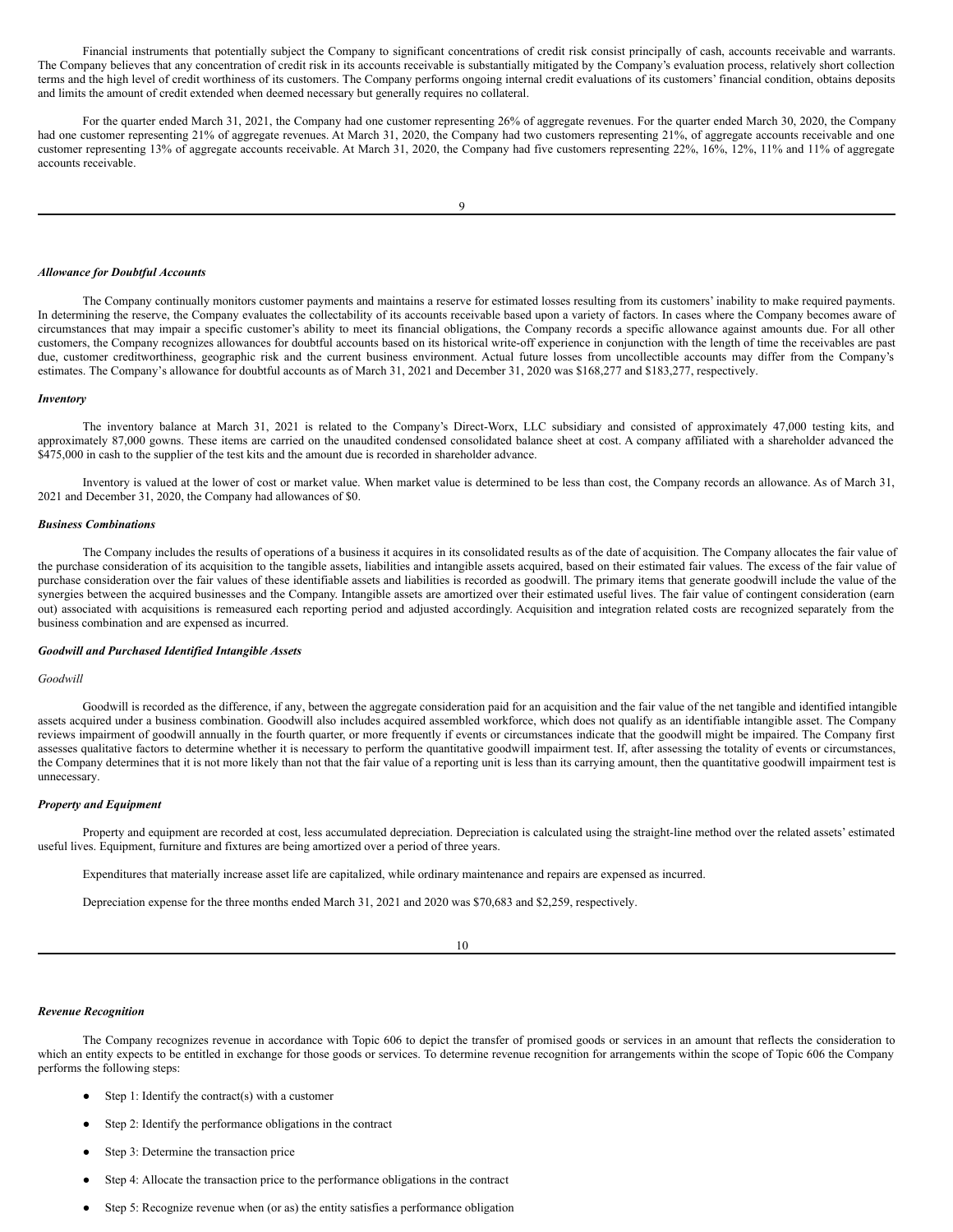Financial instruments that potentially subject the Company to significant concentrations of credit risk consist principally of cash, accounts receivable and warrants. The Company believes that any concentration of credit risk in its accounts receivable is substantially mitigated by the Company's evaluation process, relatively short collection terms and the high level of credit worthiness of its customers. The Company performs ongoing internal credit evaluations of its customers' financial condition, obtains deposits and limits the amount of credit extended when deemed necessary but generally requires no collateral.

For the quarter ended March 31, 2021, the Company had one customer representing 26% of aggregate revenues. For the quarter ended March 30, 2020, the Company had one customer representing 21% of aggregate revenues. At March 31, 2020, the Company had two customers representing 21%, of aggregate accounts receivable and one customer representing 13% of aggregate accounts receivable. At March 31, 2020, the Company had five customers representing 22%, 16%, 12%, 11% and 11% of aggregate accounts receivable.

***Allowance for Doubtful Accounts***

The Company continually monitors customer payments and maintains a reserve for estimated losses resulting from its customers' inability to make required payments. In determining the reserve, the Company evaluates the collectability of its accounts receivable based upon a variety of factors. In cases where the Company becomes aware of circumstances that may impair a specific customer's ability to meet its financial obligations, the Company records a specific allowance against amounts due. For all other customers, the Company recognizes allowances for doubtful accounts based on its historical write-off experience in conjunction with the length of time the receivables are past due, customer creditworthiness, geographic risk and the current business environment. Actual future losses from uncollectible accounts may differ from the Company's estimates. The Company's allowance for doubtful accounts as of March 31, 2021 and December 31, 2020 was $168,277 and $183,277, respectively.

***Inventory***

The inventory balance at March 31, 2021 is related to the Company's Direct-Worx, LLC subsidiary and consisted of approximately 47,000 testing kits, and approximately 87,000 gowns. These items are carried on the unaudited condensed consolidated balance sheet at cost. A company affiliated with a shareholder advanced the $475,000 in cash to the supplier of the test kits and the amount due is recorded in shareholder advance.

Inventory is valued at the lower of cost or market value. When market value is determined to be less than cost, the Company records an allowance. As of March 31, 2021 and December 31, 2020, the Company had allowances of $0.

***Business Combinations***

The Company includes the results of operations of a business it acquires in its consolidated results as of the date of acquisition. The Company allocates the fair value of the purchase consideration of its acquisition to the tangible assets, liabilities and intangible assets acquired, based on their estimated fair values. The excess of the fair value of purchase consideration over the fair values of these identifiable assets and liabilities is recorded as goodwill. The primary items that generate goodwill include the value of the synergies between the acquired businesses and the Company. Intangible assets are amortized over their estimated useful lives. The fair value of contingent consideration (earn out) associated with acquisitions is remeasured each reporting period and adjusted accordingly. Acquisition and integration related costs are recognized separately from the business combination and are expensed as incurred.

***Goodwill and Purchased Identified Intangible Assets***

*Goodwill*

Goodwill is recorded as the difference, if any, between the aggregate consideration paid for an acquisition and the fair value of the net tangible and identified intangible assets acquired under a business combination. Goodwill also includes acquired assembled workforce, which does not qualify as an identifiable intangible asset. The Company reviews impairment of goodwill annually in the fourth quarter, or more frequently if events or circumstances indicate that the goodwill might be impaired. The Company first assesses qualitative factors to determine whether it is necessary to perform the quantitative goodwill impairment test. If, after assessing the totality of events or circumstances, the Company determines that it is not more likely than not that the fair value of a reporting unit is less than its carrying amount, then the quantitative goodwill impairment test is unnecessary.

***Property and Equipment***

Property and equipment are recorded at cost, less accumulated depreciation. Depreciation is calculated using the straight-line method over the related assets' estimated useful lives. Equipment, furniture and fixtures are being amortized over a period of three years.

Expenditures that materially increase asset life are capitalized, while ordinary maintenance and repairs are expensed as incurred.

Depreciation expense for the three months ended March 31, 2021 and 2020 was $70,683 and $2,259, respectively.

***Revenue Recognition***

The Company recognizes revenue in accordance with Topic 606 to depict the transfer of promised goods or services in an amount that reflects the consideration to which an entity expects to be entitled in exchange for those goods or services. To determine revenue recognition for arrangements within the scope of Topic 606 the Company performs the following steps:

- Step 1: Identify the contract(s) with a customer
- Step 2: Identify the performance obligations in the contract
- Step 3: Determine the transaction price
- Step 4: Allocate the transaction price to the performance obligations in the contract
- Step 5: Recognize revenue when (or as) the entity satisfies a performance obligation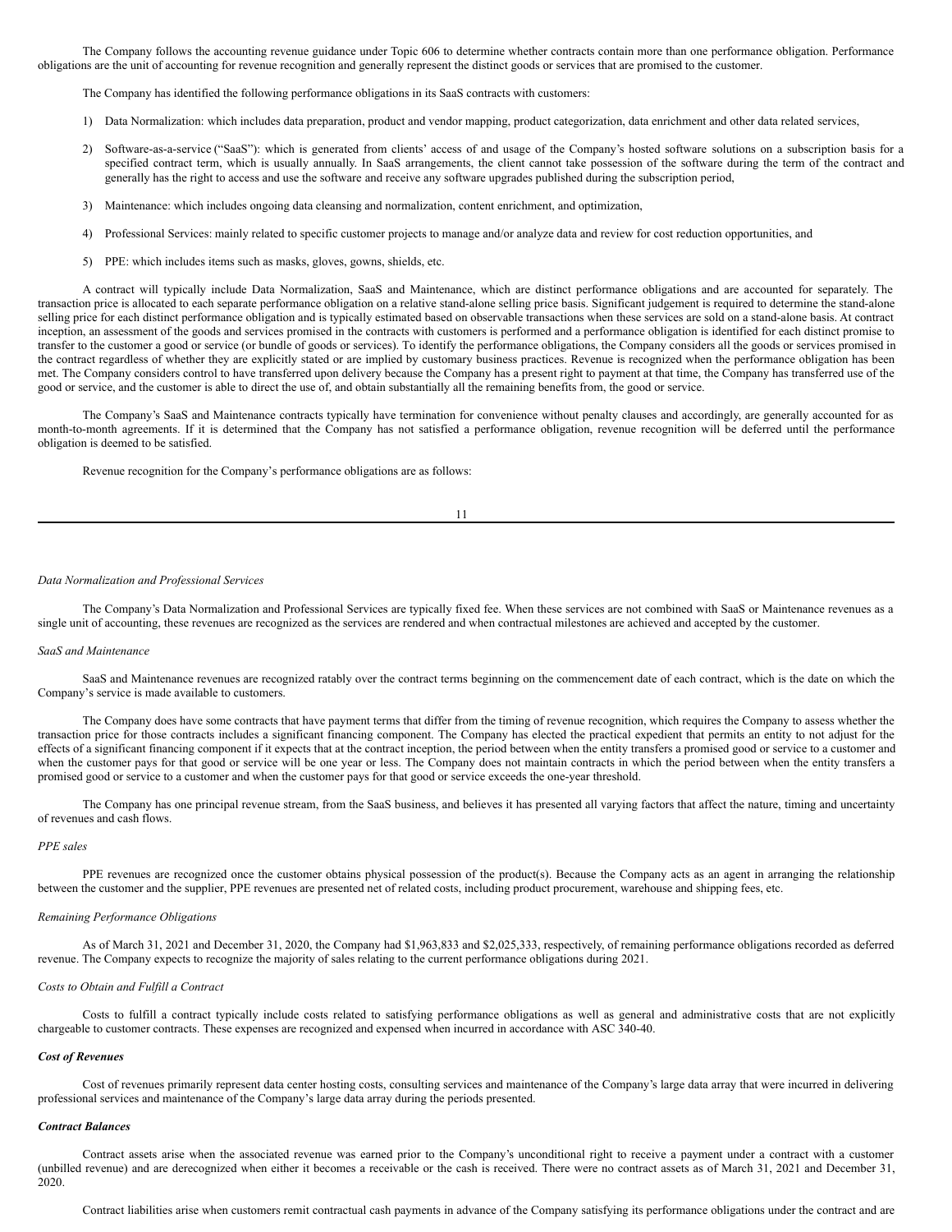The Company follows the accounting revenue guidance under Topic 606 to determine whether contracts contain more than one performance obligation. Performance obligations are the unit of accounting for revenue recognition and generally represent the distinct goods or services that are promised to the customer.

The Company has identified the following performance obligations in its SaaS contracts with customers:

1) Data Normalization: which includes data preparation, product and vendor mapping, product categorization, data enrichment and other data related services,

2) Software-as-a-service ("SaaS"): which is generated from clients' access of and usage of the Company's hosted software solutions on a subscription basis for a specified contract term, which is usually annually. In SaaS arrangements, the client cannot take possession of the software during the term of the contract and generally has the right to access and use the software and receive any software upgrades published during the subscription period,

3) Maintenance: which includes ongoing data cleansing and normalization, content enrichment, and optimization,

4) Professional Services: mainly related to specific customer projects to manage and/or analyze data and review for cost reduction opportunities, and

5) PPE: which includes items such as masks, gloves, gowns, shields, etc.

A contract will typically include Data Normalization, SaaS and Maintenance, which are distinct performance obligations and are accounted for separately. The transaction price is allocated to each separate performance obligation on a relative stand-alone selling price basis. Significant judgement is required to determine the stand-alone selling price for each distinct performance obligation and is typically estimated based on observable transactions when these services are sold on a stand-alone basis. At contract inception, an assessment of the goods and services promised in the contracts with customers is performed and a performance obligation is identified for each distinct promise to transfer to the customer a good or service (or bundle of goods or services). To identify the performance obligations, the Company considers all the goods or services promised in the contract regardless of whether they are explicitly stated or are implied by customary business practices. Revenue is recognized when the performance obligation has been met. The Company considers control to have transferred upon delivery because the Company has a present right to payment at that time, the Company has transferred use of the good or service, and the customer is able to direct the use of, and obtain substantially all the remaining benefits from, the good or service.

The Company's SaaS and Maintenance contracts typically have termination for convenience without penalty clauses and accordingly, are generally accounted for as month-to-month agreements. If it is determined that the Company has not satisfied a performance obligation, revenue recognition will be deferred until the performance obligation is deemed to be satisfied.

Revenue recognition for the Company's performance obligations are as follows:

*Data Normalization and Professional Services*

The Company's Data Normalization and Professional Services are typically fixed fee. When these services are not combined with SaaS or Maintenance revenues as a single unit of accounting, these revenues are recognized as the services are rendered and when contractual milestones are achieved and accepted by the customer.

*SaaS and Maintenance*

SaaS and Maintenance revenues are recognized ratably over the contract terms beginning on the commencement date of each contract, which is the date on which the Company's service is made available to customers.

The Company does have some contracts that have payment terms that differ from the timing of revenue recognition, which requires the Company to assess whether the transaction price for those contracts includes a significant financing component. The Company has elected the practical expedient that permits an entity to not adjust for the effects of a significant financing component if it expects that at the contract inception, the period between when the entity transfers a promised good or service to a customer and when the customer pays for that good or service will be one year or less. The Company does not maintain contracts in which the period between when the entity transfers a promised good or service to a customer and when the customer pays for that good or service exceeds the one-year threshold.

The Company has one principal revenue stream, from the SaaS business, and believes it has presented all varying factors that affect the nature, timing and uncertainty of revenues and cash flows.

*PPE sales*

PPE revenues are recognized once the customer obtains physical possession of the product(s). Because the Company acts as an agent in arranging the relationship between the customer and the supplier, PPE revenues are presented net of related costs, including product procurement, warehouse and shipping fees, etc.

*Remaining Performance Obligations*

As of March 31, 2021 and December 31, 2020, the Company had $1,963,833 and $2,025,333, respectively, of remaining performance obligations recorded as deferred revenue. The Company expects to recognize the majority of sales relating to the current performance obligations during 2021.

*Costs to Obtain and Fulfill a Contract*

Costs to fulfill a contract typically include costs related to satisfying performance obligations as well as general and administrative costs that are not explicitly chargeable to customer contracts. These expenses are recognized and expensed when incurred in accordance with ASC 340-40.

***Cost of Revenues***

Cost of revenues primarily represent data center hosting costs, consulting services and maintenance of the Company's large data array that were incurred in delivering professional services and maintenance of the Company's large data array during the periods presented.

***Contract Balances***

Contract assets arise when the associated revenue was earned prior to the Company's unconditional right to receive a payment under a contract with a customer (unbilled revenue) and are derecognized when either it becomes a receivable or the cash is received. There were no contract assets as of March 31, 2021 and December 31, 2020.

Contract liabilities arise when customers remit contractual cash payments in advance of the Company satisfying its performance obligations under the contract and are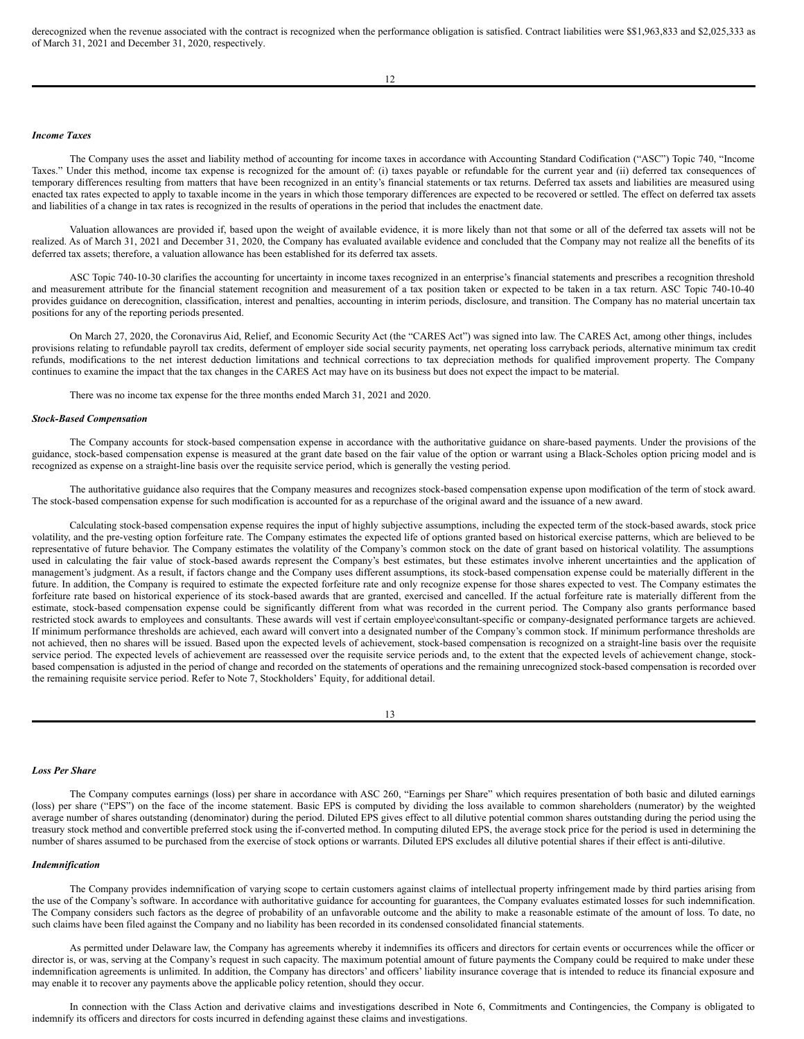derecognized when the revenue associated with the contract is recognized when the performance obligation is satisfied. Contract liabilities were $$1,963,833 and $2,025,333 as of March 31, 2021 and December 31, 2020, respectively.

***Income Taxes***

The Company uses the asset and liability method of accounting for income taxes in accordance with Accounting Standard Codification ("ASC") Topic 740, "Income Taxes." Under this method, income tax expense is recognized for the amount of: (i) taxes payable or refundable for the current year and (ii) deferred tax consequences of temporary differences resulting from matters that have been recognized in an entity's financial statements or tax returns. Deferred tax assets and liabilities are measured using enacted tax rates expected to apply to taxable income in the years in which those temporary differences are expected to be recovered or settled. The effect on deferred tax assets and liabilities of a change in tax rates is recognized in the results of operations in the period that includes the enactment date.

Valuation allowances are provided if, based upon the weight of available evidence, it is more likely than not that some or all of the deferred tax assets will not be realized. As of March 31, 2021 and December 31, 2020, the Company has evaluated available evidence and concluded that the Company may not realize all the benefits of its deferred tax assets; therefore, a valuation allowance has been established for its deferred tax assets.

ASC Topic 740-10-30 clarifies the accounting for uncertainty in income taxes recognized in an enterprise's financial statements and prescribes a recognition threshold and measurement attribute for the financial statement recognition and measurement of a tax position taken or expected to be taken in a tax return. ASC Topic 740-10-40 provides guidance on derecognition, classification, interest and penalties, accounting in interim periods, disclosure, and transition. The Company has no material uncertain tax positions for any of the reporting periods presented.

On March 27, 2020, the Coronavirus Aid, Relief, and Economic Security Act (the "CARES Act") was signed into law. The CARES Act, among other things, includes provisions relating to refundable payroll tax credits, deferment of employer side social security payments, net operating loss carryback periods, alternative minimum tax credit refunds, modifications to the net interest deduction limitations and technical corrections to tax depreciation methods for qualified improvement property. The Company continues to examine the impact that the tax changes in the CARES Act may have on its business but does not expect the impact to be material.

There was no income tax expense for the three months ended March 31, 2021 and 2020.

***Stock-Based Compensation***

The Company accounts for stock-based compensation expense in accordance with the authoritative guidance on share-based payments. Under the provisions of the guidance, stock-based compensation expense is measured at the grant date based on the fair value of the option or warrant using a Black-Scholes option pricing model and is recognized as expense on a straight-line basis over the requisite service period, which is generally the vesting period.

The authoritative guidance also requires that the Company measures and recognizes stock-based compensation expense upon modification of the term of stock award. The stock-based compensation expense for such modification is accounted for as a repurchase of the original award and the issuance of a new award.

Calculating stock-based compensation expense requires the input of highly subjective assumptions, including the expected term of the stock-based awards, stock price volatility, and the pre-vesting option forfeiture rate. The Company estimates the expected life of options granted based on historical exercise patterns, which are believed to be representative of future behavior. The Company estimates the volatility of the Company's common stock on the date of grant based on historical volatility. The assumptions used in calculating the fair value of stock-based awards represent the Company's best estimates, but these estimates involve inherent uncertainties and the application of management's judgment. As a result, if factors change and the Company uses different assumptions, its stock-based compensation expense could be materially different in the future. In addition, the Company is required to estimate the expected forfeiture rate and only recognize expense for those shares expected to vest. The Company estimates the forfeiture rate based on historical experience of its stock-based awards that are granted, exercised and cancelled. If the actual forfeiture rate is materially different from the estimate, stock-based compensation expense could be significantly different from what was recorded in the current period. The Company also grants performance based restricted stock awards to employees and consultants. These awards will vest if certain employee\consultant-specific or company-designated performance targets are achieved. If minimum performance thresholds are achieved, each award will convert into a designated number of the Company's common stock. If minimum performance thresholds are not achieved, then no shares will be issued. Based upon the expected levels of achievement, stock-based compensation is recognized on a straight-line basis over the requisite service period. The expected levels of achievement are reassessed over the requisite service periods and, to the extent that the expected levels of achievement change, stock-based compensation is adjusted in the period of change and recorded on the statements of operations and the remaining unrecognized stock-based compensation is recorded over the remaining requisite service period. Refer to Note 7, Stockholders' Equity, for additional detail.

***Loss Per Share***

The Company computes earnings (loss) per share in accordance with ASC 260, "Earnings per Share" which requires presentation of both basic and diluted earnings (loss) per share ("EPS") on the face of the income statement. Basic EPS is computed by dividing the loss available to common shareholders (numerator) by the weighted average number of shares outstanding (denominator) during the period. Diluted EPS gives effect to all dilutive potential common shares outstanding during the period using the treasury stock method and convertible preferred stock using the if-converted method. In computing diluted EPS, the average stock price for the period is used in determining the number of shares assumed to be purchased from the exercise of stock options or warrants. Diluted EPS excludes all dilutive potential shares if their effect is anti-dilutive.

***Indemnification***

The Company provides indemnification of varying scope to certain customers against claims of intellectual property infringement made by third parties arising from the use of the Company's software. In accordance with authoritative guidance for accounting for guarantees, the Company evaluates estimated losses for such indemnification. The Company considers such factors as the degree of probability of an unfavorable outcome and the ability to make a reasonable estimate of the amount of loss. To date, no such claims have been filed against the Company and no liability has been recorded in its condensed consolidated financial statements.

As permitted under Delaware law, the Company has agreements whereby it indemnifies its officers and directors for certain events or occurrences while the officer or director is, or was, serving at the Company's request in such capacity. The maximum potential amount of future payments the Company could be required to make under these indemnification agreements is unlimited. In addition, the Company has directors' and officers' liability insurance coverage that is intended to reduce its financial exposure and may enable it to recover any payments above the applicable policy retention, should they occur.

In connection with the Class Action and derivative claims and investigations described in Note 6, Commitments and Contingencies, the Company is obligated to indemnify its officers and directors for costs incurred in defending against these claims and investigations.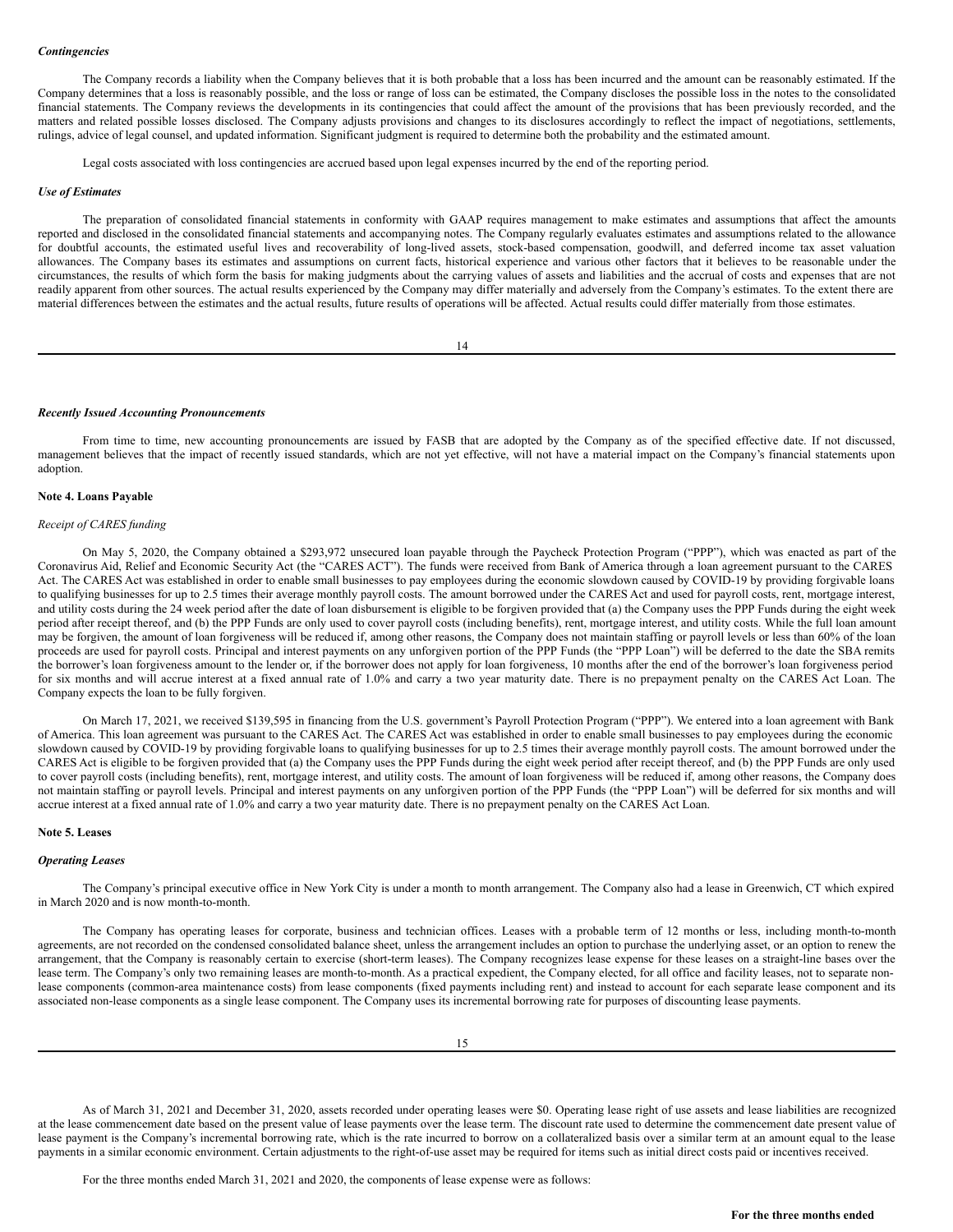### *Contingencies*

The Company records a liability when the Company believes that it is both probable that a loss has been incurred and the amount can be reasonably estimated. If the Company determines that a loss is reasonably possible, and the loss or range of loss can be estimated, the Company discloses the possible loss in the notes to the consolidated financial statements. The Company reviews the developments in its contingencies that could affect the amount of the provisions that has been previously recorded, and the matters and related possible losses disclosed. The Company adjusts provisions and changes to its disclosures accordingly to reflect the impact of negotiations, settlements, rulings, advice of legal counsel, and updated information. Significant judgment is required to determine both the probability and the estimated amount.

Legal costs associated with loss contingencies are accrued based upon legal expenses incurred by the end of the reporting period.

### *Use of Estimates*

The preparation of consolidated financial statements in conformity with GAAP requires management to make estimates and assumptions that affect the amounts reported and disclosed in the consolidated financial statements and accompanying notes. The Company regularly evaluates estimates and assumptions related to the allowance for doubtful accounts, the estimated useful lives and recoverability of long-lived assets, stock-based compensation, goodwill, and deferred income tax asset valuation allowances. The Company bases its estimates and assumptions on current facts, historical experience and various other factors that it believes to be reasonable under the circumstances, the results of which form the basis for making judgments about the carrying values of assets and liabilities and the accrual of costs and expenses that are not readily apparent from other sources. The actual results experienced by the Company may differ materially and adversely from the Company's estimates. To the extent there are material differences between the estimates and the actual results, future results of operations will be affected. Actual results could differ materially from those estimates.

### *Recently Issued Accounting Pronouncements*

From time to time, new accounting pronouncements are issued by FASB that are adopted by the Company as of the specified effective date. If not discussed, management believes that the impact of recently issued standards, which are not yet effective, will not have a material impact on the Company's financial statements upon adoption.

## Note 4. Loans Payable

### *Receipt of CARES funding*

On May 5, 2020, the Company obtained a $293,972 unsecured loan payable through the Paycheck Protection Program ("PPP"), which was enacted as part of the Coronavirus Aid, Relief and Economic Security Act (the "CARES ACT"). The funds were received from Bank of America through a loan agreement pursuant to the CARES Act. The CARES Act was established in order to enable small businesses to pay employees during the economic slowdown caused by COVID-19 by providing forgivable loans to qualifying businesses for up to 2.5 times their average monthly payroll costs. The amount borrowed under the CARES Act and used for payroll costs, rent, mortgage interest, and utility costs during the 24 week period after the date of loan disbursement is eligible to be forgiven provided that (a) the Company uses the PPP Funds during the eight week period after receipt thereof, and (b) the PPP Funds are only used to cover payroll costs (including benefits), rent, mortgage interest, and utility costs. While the full loan amount may be forgiven, the amount of loan forgiveness will be reduced if, among other reasons, the Company does not maintain staffing or payroll levels or less than 60% of the loan proceeds are used for payroll costs. Principal and interest payments on any unforgiven portion of the PPP Funds (the "PPP Loan") will be deferred to the date the SBA remits the borrower's loan forgiveness amount to the lender or, if the borrower does not apply for loan forgiveness, 10 months after the end of the borrower's loan forgiveness period for six months and will accrue interest at a fixed annual rate of 1.0% and carry a two year maturity date. There is no prepayment penalty on the CARES Act Loan. The Company expects the loan to be fully forgiven.

On March 17, 2021, we received $139,595 in financing from the U.S. government's Payroll Protection Program ("PPP"). We entered into a loan agreement with Bank of America. This loan agreement was pursuant to the CARES Act. The CARES Act was established in order to enable small businesses to pay employees during the economic slowdown caused by COVID-19 by providing forgivable loans to qualifying businesses for up to 2.5 times their average monthly payroll costs. The amount borrowed under the CARES Act is eligible to be forgiven provided that (a) the Company uses the PPP Funds during the eight week period after receipt thereof, and (b) the PPP Funds are only used to cover payroll costs (including benefits), rent, mortgage interest, and utility costs. The amount of loan forgiveness will be reduced if, among other reasons, the Company does not maintain staffing or payroll levels. Principal and interest payments on any unforgiven portion of the PPP Funds (the "PPP Loan") will be deferred for six months and will accrue interest at a fixed annual rate of 1.0% and carry a two year maturity date. There is no prepayment penalty on the CARES Act Loan.

## Note 5. Leases

### *Operating Leases*

The Company's principal executive office in New York City is under a month to month arrangement. The Company also had a lease in Greenwich, CT which expired in March 2020 and is now month-to-month.

The Company has operating leases for corporate, business and technician offices. Leases with a probable term of 12 months or less, including month-to-month agreements, are not recorded on the condensed consolidated balance sheet, unless the arrangement includes an option to purchase the underlying asset, or an option to renew the arrangement, that the Company is reasonably certain to exercise (short-term leases). The Company recognizes lease expense for these leases on a straight-line bases over the lease term. The Company's only two remaining leases are month-to-month. As a practical expedient, the Company elected, for all office and facility leases, not to separate non-lease components (common-area maintenance costs) from lease components (fixed payments including rent) and instead to account for each separate lease component and its associated non-lease components as a single lease component. The Company uses its incremental borrowing rate for purposes of discounting lease payments.

As of March 31, 2021 and December 31, 2020, assets recorded under operating leases were $0. Operating lease right of use assets and lease liabilities are recognized at the lease commencement date based on the present value of lease payments over the lease term. The discount rate used to determine the commencement date present value of lease payment is the Company's incremental borrowing rate, which is the rate incurred to borrow on a collateralized basis over a similar term at an amount equal to the lease payments in a similar economic environment. Certain adjustments to the right-of-use asset may be required for items such as initial direct costs paid or incentives received.

For the three months ended March 31, 2021 and 2020, the components of lease expense were as follows:

**For the three months ended**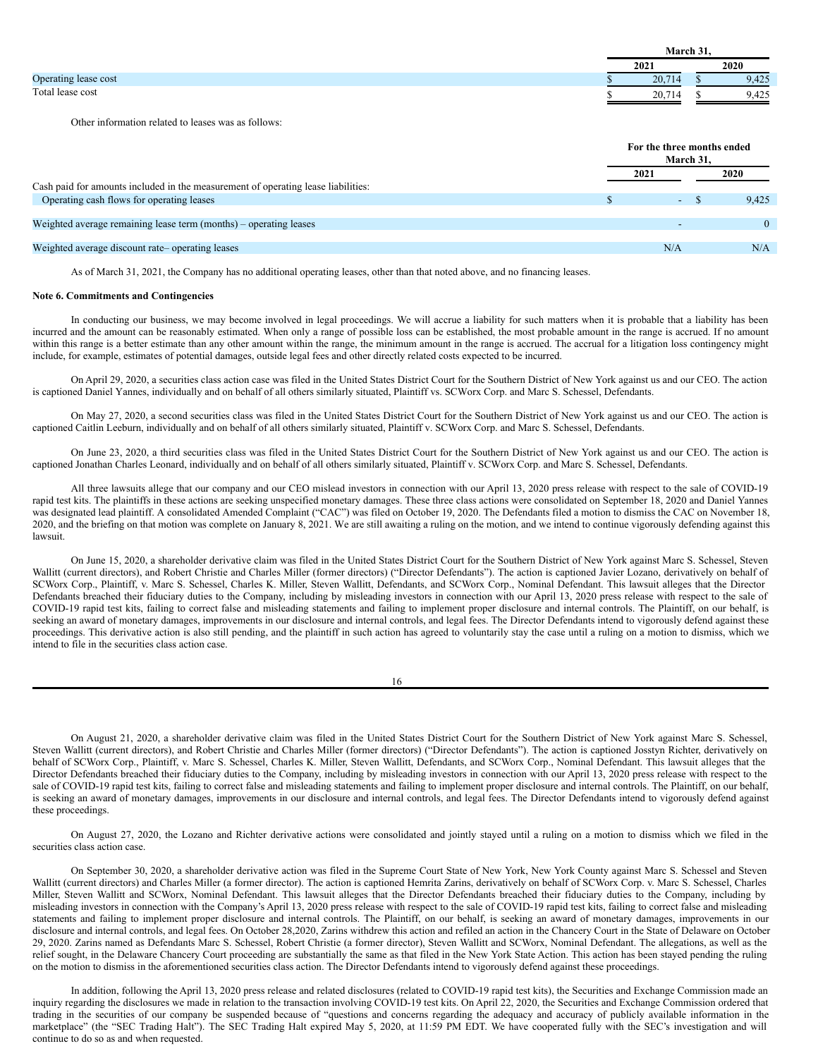| | March 31, | |
|---|---|---|
| | 2021 | 2020 |
| Operating lease cost | $ 20,714 | $ 9,425 |
| Total lease cost | $ 20,714 | $ 9,425 |

Other information related to leases was as follows:

| | For the three months ended March 31, | |
|---|---|---|
| | 2021 | 2020 |
| Cash paid for amounts included in the measurement of operating lease liabilities: | | |
| Operating cash flows for operating leases | $ - | $ 9,425 |
| Weighted average remaining lease term (months) – operating leases | - | 0 |
| Weighted average discount rate– operating leases | N/A | N/A |

As of March 31, 2021, the Company has no additional operating leases, other than that noted above, and no financing leases.

**Note 6. Commitments and Contingencies**

In conducting our business, we may become involved in legal proceedings. We will accrue a liability for such matters when it is probable that a liability has been incurred and the amount can be reasonably estimated. When only a range of possible loss can be established, the most probable amount in the range is accrued. If no amount within this range is a better estimate than any other amount within the range, the minimum amount in the range is accrued. The accrual for a litigation loss contingency might include, for example, estimates of potential damages, outside legal fees and other directly related costs expected to be incurred.

On April 29, 2020, a securities class action case was filed in the United States District Court for the Southern District of New York against us and our CEO. The action is captioned Daniel Yannes, individually and on behalf of all others similarly situated, Plaintiff vs. SCWorx Corp. and Marc S. Schessel, Defendants.

On May 27, 2020, a second securities class was filed in the United States District Court for the Southern District of New York against us and our CEO. The action is captioned Caitlin Leeburn, individually and on behalf of all others similarly situated, Plaintiff v. SCWorx Corp. and Marc S. Schessel, Defendants.

On June 23, 2020, a third securities class was filed in the United States District Court for the Southern District of New York against us and our CEO. The action is captioned Jonathan Charles Leonard, individually and on behalf of all others similarly situated, Plaintiff v. SCWorx Corp. and Marc S. Schessel, Defendants.

All three lawsuits allege that our company and our CEO mislead investors in connection with our April 13, 2020 press release with respect to the sale of COVID-19 rapid test kits. The plaintiffs in these actions are seeking unspecified monetary damages. These three class actions were consolidated on September 18, 2020 and Daniel Yannes was designated lead plaintiff. A consolidated Amended Complaint ("CAC") was filed on October 19, 2020. The Defendants filed a motion to dismiss the CAC on November 18, 2020, and the briefing on that motion was complete on January 8, 2021. We are still awaiting a ruling on the motion, and we intend to continue vigorously defending against this lawsuit.

On June 15, 2020, a shareholder derivative claim was filed in the United States District Court for the Southern District of New York against Marc S. Schessel, Steven Wallitt (current directors), and Robert Christie and Charles Miller (former directors) ("Director Defendants"). The action is captioned Javier Lozano, derivatively on behalf of SCWorx Corp., Plaintiff, v. Marc S. Schessel, Charles K. Miller, Steven Wallitt, Defendants, and SCWorx Corp., Nominal Defendant. This lawsuit alleges that the Director Defendants breached their fiduciary duties to the Company, including by misleading investors in connection with our April 13, 2020 press release with respect to the sale of COVID-19 rapid test kits, failing to correct false and misleading statements and failing to implement proper disclosure and internal controls. The Plaintiff, on our behalf, is seeking an award of monetary damages, improvements in our disclosure and internal controls, and legal fees. The Director Defendants intend to vigorously defend against these proceedings. This derivative action is also still pending, and the plaintiff in such action has agreed to voluntarily stay the case until a ruling on a motion to dismiss, which we intend to file in the securities class action case.

On August 21, 2020, a shareholder derivative claim was filed in the United States District Court for the Southern District of New York against Marc S. Schessel, Steven Wallitt (current directors), and Robert Christie and Charles Miller (former directors) ("Director Defendants"). The action is captioned Josstyn Richter, derivatively on behalf of SCWorx Corp., Plaintiff, v. Marc S. Schessel, Charles K. Miller, Steven Wallitt, Defendants, and SCWorx Corp., Nominal Defendant. This lawsuit alleges that the Director Defendants breached their fiduciary duties to the Company, including by misleading investors in connection with our April 13, 2020 press release with respect to the sale of COVID-19 rapid test kits, failing to correct false and misleading statements and failing to implement proper disclosure and internal controls. The Plaintiff, on our behalf, is seeking an award of monetary damages, improvements in our disclosure and internal controls, and legal fees. The Director Defendants intend to vigorously defend against these proceedings.

On August 27, 2020, the Lozano and Richter derivative actions were consolidated and jointly stayed until a ruling on a motion to dismiss which we filed in the securities class action case.

On September 30, 2020, a shareholder derivative action was filed in the Supreme Court State of New York, New York County against Marc S. Schessel and Steven Wallitt (current directors) and Charles Miller (a former director). The action is captioned Hemrita Zarins, derivatively on behalf of SCWorx Corp. v. Marc S. Schessel, Charles Miller, Steven Wallitt and SCWorx, Nominal Defendant. This lawsuit alleges that the Director Defendants breached their fiduciary duties to the Company, including by misleading investors in connection with the Company's April 13, 2020 press release with respect to the sale of COVID-19 rapid test kits, failing to correct false and misleading statements and failing to implement proper disclosure and internal controls. The Plaintiff, on our behalf, is seeking an award of monetary damages, improvements in our disclosure and internal controls, and legal fees. On October 28,2020, Zarins withdrew this action and refiled an action in the Chancery Court in the State of Delaware on October 29, 2020. Zarins named as Defendants Marc S. Schessel, Robert Christie (a former director), Steven Wallitt and SCWorx, Nominal Defendant. The allegations, as well as the relief sought, in the Delaware Chancery Court proceeding are substantially the same as that filed in the New York State Action. This action has been stayed pending the ruling on the motion to dismiss in the aforementioned securities class action. The Director Defendants intend to vigorously defend against these proceedings.

In addition, following the April 13, 2020 press release and related disclosures (related to COVID-19 rapid test kits), the Securities and Exchange Commission made an inquiry regarding the disclosures we made in relation to the transaction involving COVID-19 test kits. On April 22, 2020, the Securities and Exchange Commission ordered that trading in the securities of our company be suspended because of "questions and concerns regarding the adequacy and accuracy of publicly available information in the marketplace" (the "SEC Trading Halt"). The SEC Trading Halt expired May 5, 2020, at 11:59 PM EDT. We have cooperated fully with the SEC's investigation and will continue to do so as and when requested.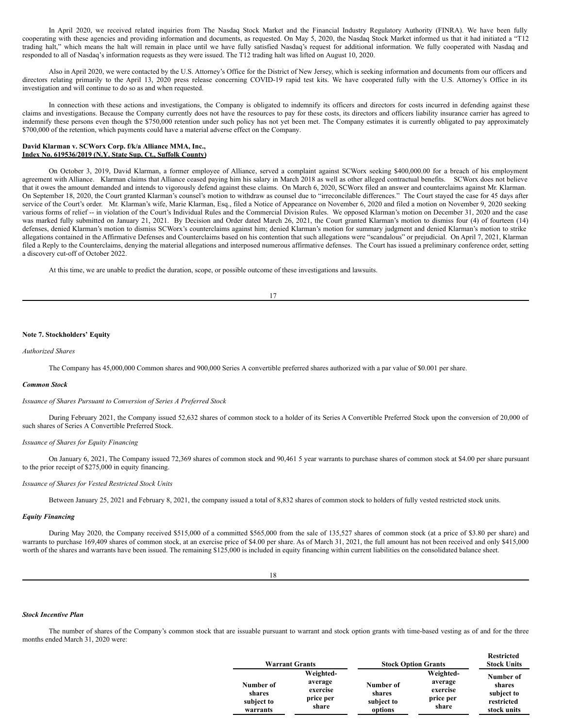In April 2020, we received related inquiries from The Nasdaq Stock Market and the Financial Industry Regulatory Authority (FINRA). We have been fully cooperating with these agencies and providing information and documents, as requested. On May 5, 2020, the Nasdaq Stock Market informed us that it had initiated a "T12 trading halt," which means the halt will remain in place until we have fully satisfied Nasdaq's request for additional information. We fully cooperated with Nasdaq and responded to all of Nasdaq's information requests as they were issued. The T12 trading halt was lifted on August 10, 2020.

Also in April 2020, we were contacted by the U.S. Attorney's Office for the District of New Jersey, which is seeking information and documents from our officers and directors relating primarily to the April 13, 2020 press release concerning COVID-19 rapid test kits. We have cooperated fully with the U.S. Attorney's Office in its investigation and will continue to do so as and when requested.

In connection with these actions and investigations, the Company is obligated to indemnify its officers and directors for costs incurred in defending against these claims and investigations. Because the Company currently does not have the resources to pay for these costs, its directors and officers liability insurance carrier has agreed to indemnify these persons even though the $750,000 retention under such policy has not yet been met. The Company estimates it is currently obligated to pay approximately $700,000 of the retention, which payments could have a material adverse effect on the Company.

**David Klarman v. SCWorx Corp. f/k/a Alliance MMA, Inc.,**
**Index No. 619536/2019 (N.Y. State Sup. Ct., Suffolk County)**

On October 3, 2019, David Klarman, a former employee of Alliance, served a complaint against SCWorx seeking $400,000.00 for a breach of his employment agreement with Alliance. Klarman claims that Alliance ceased paying him his salary in March 2018 as well as other alleged contractual benefits. SCWorx does not believe that it owes the amount demanded and intends to vigorously defend against these claims. On March 6, 2020, SCWorx filed an answer and counterclaims against Mr. Klarman. On September 18, 2020, the Court granted Klarman's counsel's motion to withdraw as counsel due to "irreconcilable differences." The Court stayed the case for 45 days after service of the Court's order. Mr. Klarman's wife, Marie Klarman, Esq., filed a Notice of Appearance on November 6, 2020 and filed a motion on November 9, 2020 seeking various forms of relief -- in violation of the Court's Individual Rules and the Commercial Division Rules. We opposed Klarman's motion on December 31, 2020 and the case was marked fully submitted on January 21, 2021. By Decision and Order dated March 26, 2021, the Court granted Klarman's motion to dismiss four (4) of fourteen (14) defenses, denied Klarman's motion to dismiss SCWorx's counterclaims against him; denied Klarman's motion for summary judgment and denied Klarman's motion to strike allegations contained in the Affirmative Defenses and Counterclaims based on his contention that such allegations were "scandalous" or prejudicial. On April 7, 2021, Klarman filed a Reply to the Counterclaims, denying the material allegations and interposed numerous affirmative defenses. The Court has issued a preliminary conference order, setting a discovery cut-off of October 2022.

At this time, we are unable to predict the duration, scope, or possible outcome of these investigations and lawsuits.

**Note 7. Stockholders' Equity**

*Authorized Shares*

The Company has 45,000,000 Common shares and 900,000 Series A convertible preferred shares authorized with a par value of $0.001 per share.

***Common Stock***

*Issuance of Shares Pursuant to Conversion of Series A Preferred Stock*

During February 2021, the Company issued 52,632 shares of common stock to a holder of its Series A Convertible Preferred Stock upon the conversion of 20,000 of such shares of Series A Convertible Preferred Stock.

*Issuance of Shares for Equity Financing*

On January 6, 2021, The Company issued 72,369 shares of common stock and 90,461 5 year warrants to purchase shares of common stock at $4.00 per share pursuant to the prior receipt of $275,000 in equity financing.

*Issuance of Shares for Vested Restricted Stock Units*

Between January 25, 2021 and February 8, 2021, the company issued a total of 8,832 shares of common stock to holders of fully vested restricted stock units.

***Equity Financing***

During May 2020, the Company received $515,000 of a committed $565,000 from the sale of 135,527 shares of common stock (at a price of $3.80 per share) and warrants to purchase 169,409 shares of common stock, at an exercise price of $4.00 per share. As of March 31, 2021, the full amount has not been received and only $415,000 worth of the shares and warrants have been issued. The remaining $125,000 is included in equity financing within current liabilities on the consolidated balance sheet.

***Stock Incentive Plan***

The number of shares of the Company's common stock that are issuable pursuant to warrant and stock option grants with time-based vesting as of and for the three months ended March 31, 2020 were:

| Warrant Grants | | Stock Option Grants | | Restricted Stock Units |
|---|---|---|---|---|
| Number of shares subject to warrants | Weighted-average exercise price per share | Number of shares subject to options | Weighted-average exercise price per share | Number of shares subject to restricted stock units |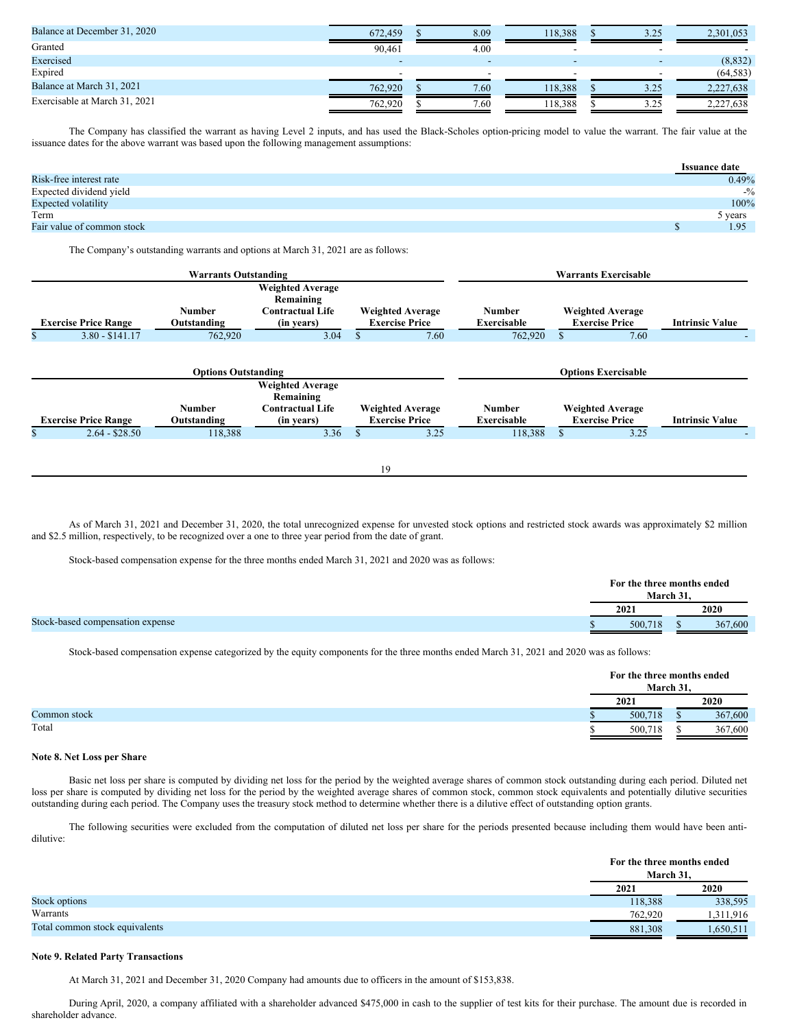| | | | | | |
|---|---|---|---|---|---|
| Balance at December 31, 2020 | 672,459 | $ 8.09 | 118,388 | $ 3.25 | 2,301,053 |
| Granted | 90,461 | 4.00 | - | - | - |
| Exercised | - | - | - | - | (8,832) |
| Expired | - | - | - | - | (64,583) |
| Balance at March 31, 2021 | 762,920 | $ 7.60 | 118,388 | $ 3.25 | 2,227,638 |
| Exercisable at March 31, 2021 | 762,920 | $ 7.60 | 118,388 | $ 3.25 | 2,227,638 |

The Company has classified the warrant as having Level 2 inputs, and has used the Black-Scholes option-pricing model to value the warrant. The fair value at the issuance dates for the above warrant was based upon the following management assumptions:

| | Issuance date |
|---|---|
| Risk-free interest rate | 0.49% |
| Expected dividend yield | -% |
| Expected volatility | 100% |
| Term | 5 years |
| Fair value of common stock | $ 1.95 |

The Company's outstanding warrants and options at March 31, 2021 are as follows:

| Warrants Outstanding | | | | Warrants Exercisable | | |
|---|---|---|---|---|---|---|
| Exercise Price Range | Number Outstanding | Weighted Average Remaining Contractual Life (in years) | Weighted Average Exercise Price | Number Exercisable | Weighted Average Exercise Price | Intrinsic Value |
| $ 3.80 - $141.17 | 762,920 | 3.04 | $ 7.60 | 762,920 | $ 7.60 | - |

| Options Outstanding | | | | Options Exercisable | | |
|---|---|---|---|---|---|---|
| Exercise Price Range | Number Outstanding | Weighted Average Remaining Contractual Life (in years) | Weighted Average Exercise Price | Number Exercisable | Weighted Average Exercise Price | Intrinsic Value |
| $ 2.64 - $28.50 | 118,388 | 3.36 | $ 3.25 | 118,388 | $ 3.25 | - |

As of March 31, 2021 and December 31, 2020, the total unrecognized expense for unvested stock options and restricted stock awards was approximately $2 million and $2.5 million, respectively, to be recognized over a one to three year period from the date of grant.

Stock-based compensation expense for the three months ended March 31, 2021 and 2020 was as follows:

| | For the three months ended March 31, | |
|---|---|---|
| | 2021 | 2020 |
| Stock-based compensation expense | $ 500,718 | $ 367,600 |

Stock-based compensation expense categorized by the equity components for the three months ended March 31, 2021 and 2020 was as follows:

| | For the three months ended March 31, | |
|---|---|---|
| | 2021 | 2020 |
| Common stock | $ 500,718 | $ 367,600 |
| Total | $ 500,718 | $ 367,600 |

**Note 8. Net Loss per Share**

Basic net loss per share is computed by dividing net loss for the period by the weighted average shares of common stock outstanding during each period. Diluted net loss per share is computed by dividing net loss for the period by the weighted average shares of common stock, common stock equivalents and potentially dilutive securities outstanding during each period. The Company uses the treasury stock method to determine whether there is a dilutive effect of outstanding option grants.

The following securities were excluded from the computation of diluted net loss per share for the periods presented because including them would have been anti-dilutive:

| | For the three months ended March 31, | |
|---|---|---|
| | 2021 | 2020 |
| Stock options | 118,388 | 338,595 |
| Warrants | 762,920 | 1,311,916 |
| Total common stock equivalents | 881,308 | 1,650,511 |

**Note 9. Related Party Transactions**

At March 31, 2021 and December 31, 2020 Company had amounts due to officers in the amount of $153,838.

During April, 2020, a company affiliated with a shareholder advanced $475,000 in cash to the supplier of test kits for their purchase. The amount due is recorded in shareholder advance.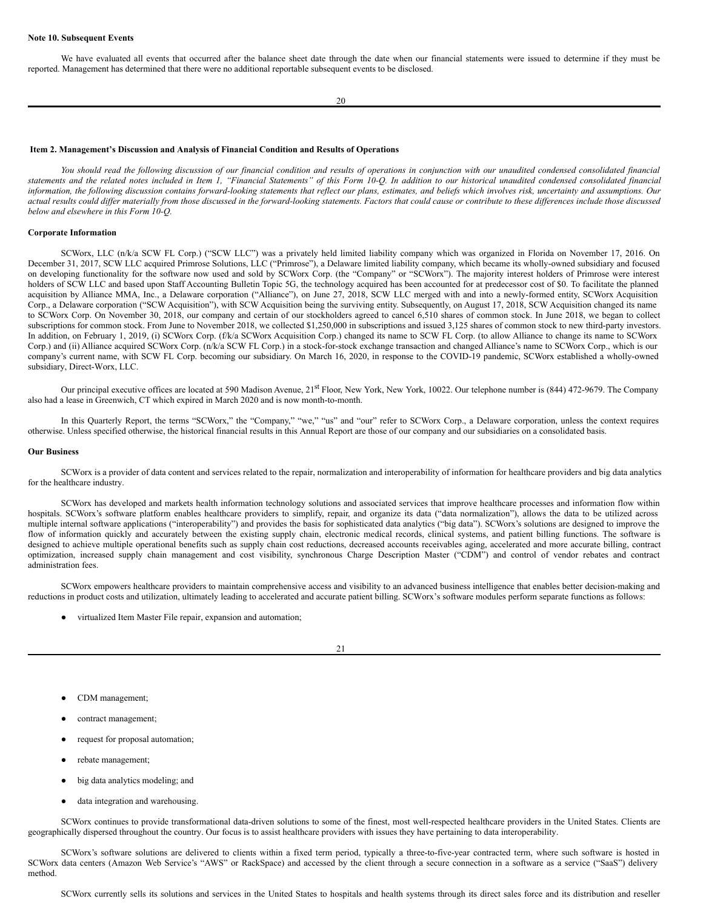**Note 10. Subsequent Events**

We have evaluated all events that occurred after the balance sheet date through the date when our financial statements were issued to determine if they must be reported. Management has determined that there were no additional reportable subsequent events to be disclosed.

**Item 2. Management's Discussion and Analysis of Financial Condition and Results of Operations**

*You should read the following discussion of our financial condition and results of operations in conjunction with our unaudited condensed consolidated financial statements and the related notes included in Item 1, "Financial Statements" of this Form 10-Q. In addition to our historical unaudited condensed consolidated financial information, the following discussion contains forward-looking statements that reflect our plans, estimates, and beliefs which involves risk, uncertainty and assumptions. Our actual results could differ materially from those discussed in the forward-looking statements. Factors that could cause or contribute to these differences include those discussed below and elsewhere in this Form 10-Q.*

**Corporate Information**

SCWorx, LLC (n/k/a SCW FL Corp.) ("SCW LLC") was a privately held limited liability company which was organized in Florida on November 17, 2016. On December 31, 2017, SCW LLC acquired Primrose Solutions, LLC ("Primrose"), a Delaware limited liability company, which became its wholly-owned subsidiary and focused on developing functionality for the software now used and sold by SCWorx Corp. (the "Company" or "SCWorx"). The majority interest holders of Primrose were interest holders of SCW LLC and based upon Staff Accounting Bulletin Topic 5G, the technology acquired has been accounted for at predecessor cost of $0. To facilitate the planned acquisition by Alliance MMA, Inc., a Delaware corporation ("Alliance"), on June 27, 2018, SCW LLC merged with and into a newly-formed entity, SCWorx Acquisition Corp., a Delaware corporation ("SCW Acquisition"), with SCW Acquisition being the surviving entity. Subsequently, on August 17, 2018, SCW Acquisition changed its name to SCWorx Corp. On November 30, 2018, our company and certain of our stockholders agreed to cancel 6,510 shares of common stock. In June 2018, we began to collect subscriptions for common stock. From June to November 2018, we collected $1,250,000 in subscriptions and issued 3,125 shares of common stock to new third-party investors. In addition, on February 1, 2019, (i) SCWorx Corp. (f/k/a SCWorx Acquisition Corp.) changed its name to SCW FL Corp. (to allow Alliance to change its name to SCWorx Corp.) and (ii) Alliance acquired SCWorx Corp. (n/k/a SCW FL Corp.) in a stock-for-stock exchange transaction and changed Alliance's name to SCWorx Corp., which is our company's current name, with SCW FL Corp. becoming our subsidiary. On March 16, 2020, in response to the COVID-19 pandemic, SCWorx established a wholly-owned subsidiary, Direct-Worx, LLC.

Our principal executive offices are located at 590 Madison Avenue, 21st Floor, New York, New York, 10022. Our telephone number is (844) 472-9679. The Company also had a lease in Greenwich, CT which expired in March 2020 and is now month-to-month.

In this Quarterly Report, the terms "SCWorx," the "Company," "we," "us" and "our" refer to SCWorx Corp., a Delaware corporation, unless the context requires otherwise. Unless specified otherwise, the historical financial results in this Annual Report are those of our company and our subsidiaries on a consolidated basis.

**Our Business**

SCWorx is a provider of data content and services related to the repair, normalization and interoperability of information for healthcare providers and big data analytics for the healthcare industry.

SCWorx has developed and markets health information technology solutions and associated services that improve healthcare processes and information flow within hospitals. SCWorx's software platform enables healthcare providers to simplify, repair, and organize its data ("data normalization"), allows the data to be utilized across multiple internal software applications ("interoperability") and provides the basis for sophisticated data analytics ("big data"). SCWorx's solutions are designed to improve the flow of information quickly and accurately between the existing supply chain, electronic medical records, clinical systems, and patient billing functions. The software is designed to achieve multiple operational benefits such as supply chain cost reductions, decreased accounts receivables aging, accelerated and more accurate billing, contract optimization, increased supply chain management and cost visibility, synchronous Charge Description Master ("CDM") and control of vendor rebates and contract administration fees.

SCWorx empowers healthcare providers to maintain comprehensive access and visibility to an advanced business intelligence that enables better decision-making and reductions in product costs and utilization, ultimately leading to accelerated and accurate patient billing. SCWorx's software modules perform separate functions as follows:

- virtualized Item Master File repair, expansion and automation;
- CDM management;
- contract management;
- request for proposal automation;
- rebate management;
- big data analytics modeling; and
- data integration and warehousing.

SCWorx continues to provide transformational data-driven solutions to some of the finest, most well-respected healthcare providers in the United States. Clients are geographically dispersed throughout the country. Our focus is to assist healthcare providers with issues they have pertaining to data interoperability.

SCWorx's software solutions are delivered to clients within a fixed term period, typically a three-to-five-year contracted term, where such software is hosted in SCWorx data centers (Amazon Web Service's "AWS" or RackSpace) and accessed by the client through a secure connection in a software as a service ("SaaS") delivery method.

SCWorx currently sells its solutions and services in the United States to hospitals and health systems through its direct sales force and its distribution and reseller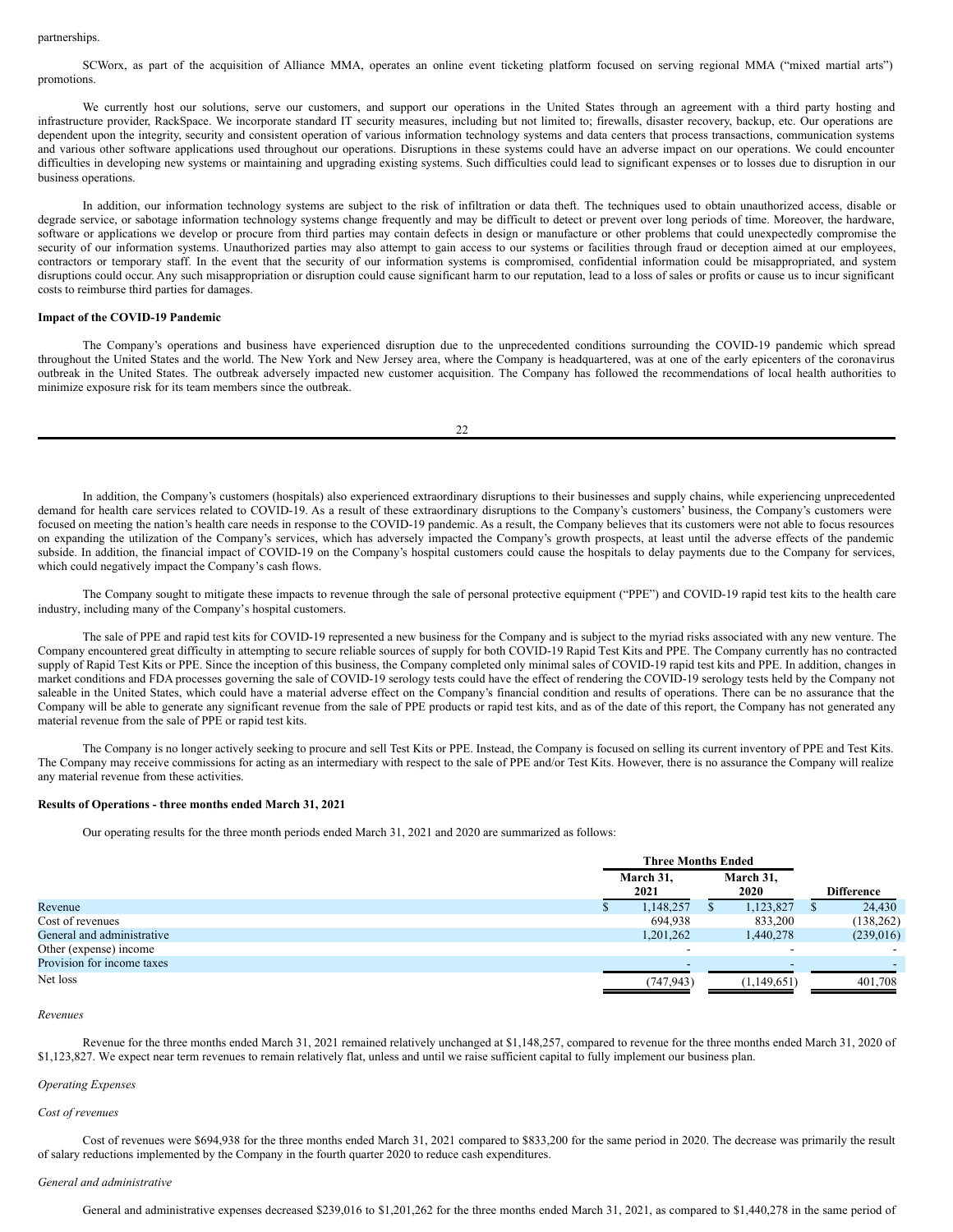partnerships.

SCWorx, as part of the acquisition of Alliance MMA, operates an online event ticketing platform focused on serving regional MMA ("mixed martial arts") promotions.

We currently host our solutions, serve our customers, and support our operations in the United States through an agreement with a third party hosting and infrastructure provider, RackSpace. We incorporate standard IT security measures, including but not limited to; firewalls, disaster recovery, backup, etc. Our operations are dependent upon the integrity, security and consistent operation of various information technology systems and data centers that process transactions, communication systems and various other software applications used throughout our operations. Disruptions in these systems could have an adverse impact on our operations. We could encounter difficulties in developing new systems or maintaining and upgrading existing systems. Such difficulties could lead to significant expenses or to losses due to disruption in our business operations.

In addition, our information technology systems are subject to the risk of infiltration or data theft. The techniques used to obtain unauthorized access, disable or degrade service, or sabotage information technology systems change frequently and may be difficult to detect or prevent over long periods of time. Moreover, the hardware, software or applications we develop or procure from third parties may contain defects in design or manufacture or other problems that could unexpectedly compromise the security of our information systems. Unauthorized parties may also attempt to gain access to our systems or facilities through fraud or deception aimed at our employees, contractors or temporary staff. In the event that the security of our information systems is compromised, confidential information could be misappropriated, and system disruptions could occur. Any such misappropriation or disruption could cause significant harm to our reputation, lead to a loss of sales or profits or cause us to incur significant costs to reimburse third parties for damages.

**Impact of the COVID-19 Pandemic**

The Company's operations and business have experienced disruption due to the unprecedented conditions surrounding the COVID-19 pandemic which spread throughout the United States and the world. The New York and New Jersey area, where the Company is headquartered, was at one of the early epicenters of the coronavirus outbreak in the United States. The outbreak adversely impacted new customer acquisition. The Company has followed the recommendations of local health authorities to minimize exposure risk for its team members since the outbreak.

In addition, the Company's customers (hospitals) also experienced extraordinary disruptions to their businesses and supply chains, while experiencing unprecedented demand for health care services related to COVID-19. As a result of these extraordinary disruptions to the Company's customers' business, the Company's customers were focused on meeting the nation's health care needs in response to the COVID-19 pandemic. As a result, the Company believes that its customers were not able to focus resources on expanding the utilization of the Company's services, which has adversely impacted the Company's growth prospects, at least until the adverse effects of the pandemic subside. In addition, the financial impact of COVID-19 on the Company's hospital customers could cause the hospitals to delay payments due to the Company for services, which could negatively impact the Company's cash flows.

The Company sought to mitigate these impacts to revenue through the sale of personal protective equipment ("PPE") and COVID-19 rapid test kits to the health care industry, including many of the Company's hospital customers.

The sale of PPE and rapid test kits for COVID-19 represented a new business for the Company and is subject to the myriad risks associated with any new venture. The Company encountered great difficulty in attempting to secure reliable sources of supply for both COVID-19 Rapid Test Kits and PPE. The Company currently has no contracted supply of Rapid Test Kits or PPE. Since the inception of this business, the Company completed only minimal sales of COVID-19 rapid test kits and PPE. In addition, changes in market conditions and FDA processes governing the sale of COVID-19 serology tests could have the effect of rendering the COVID-19 serology tests held by the Company not saleable in the United States, which could have a material adverse effect on the Company's financial condition and results of operations. There can be no assurance that the Company will be able to generate any significant revenue from the sale of PPE products or rapid test kits, and as of the date of this report, the Company has not generated any material revenue from the sale of PPE or rapid test kits.

The Company is no longer actively seeking to procure and sell Test Kits or PPE. Instead, the Company is focused on selling its current inventory of PPE and Test Kits. The Company may receive commissions for acting as an intermediary with respect to the sale of PPE and/or Test Kits. However, there is no assurance the Company will realize any material revenue from these activities.

**Results of Operations - three months ended March 31, 2021**

Our operating results for the three month periods ended March 31, 2021 and 2020 are summarized as follows:

| | Three Months Ended | | |
|---|---|---|---|
| | March 31, 2021 | March 31, 2020 | Difference |
| Revenue | $ 1,148,257 | $ 1,123,827 | $ 24,430 |
| Cost of revenues | 694,938 | 833,200 | (138,262) |
| General and administrative | 1,201,262 | 1,440,278 | (239,016) |
| Other (expense) income | - | - | - |
| Provision for income taxes | - | - | - |
| Net loss | (747,943) | (1,149,651) | 401,708 |

*Revenues*

Revenue for the three months ended March 31, 2021 remained relatively unchanged at $1,148,257, compared to revenue for the three months ended March 31, 2020 of $1,123,827. We expect near term revenues to remain relatively flat, unless and until we raise sufficient capital to fully implement our business plan.

*Operating Expenses*

*Cost of revenues*

Cost of revenues were $694,938 for the three months ended March 31, 2021 compared to $833,200 for the same period in 2020. The decrease was primarily the result of salary reductions implemented by the Company in the fourth quarter 2020 to reduce cash expenditures.

*General and administrative*

General and administrative expenses decreased $239,016 to $1,201,262 for the three months ended March 31, 2021, as compared to $1,440,278 in the same period of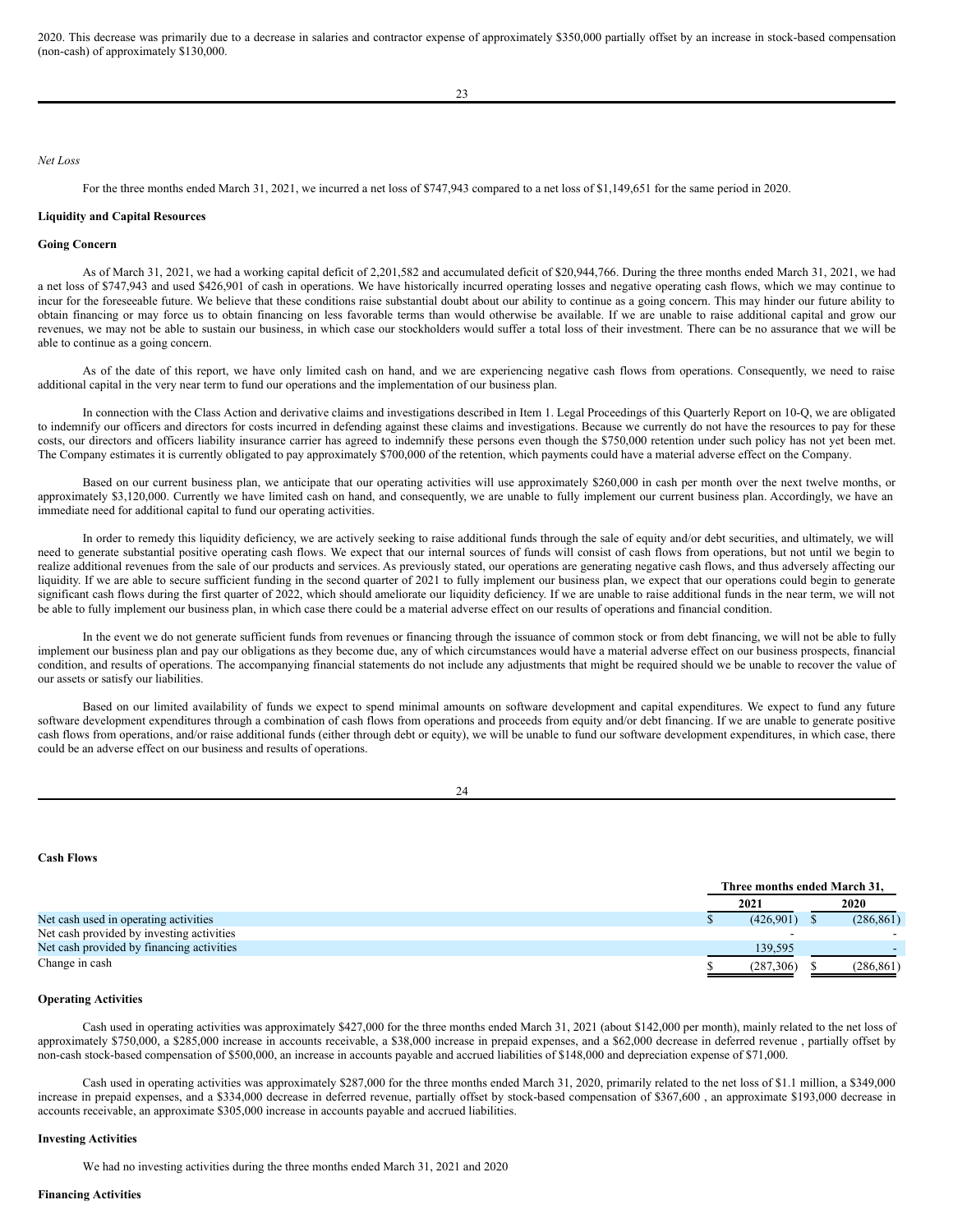2020. This decrease was primarily due to a decrease in salaries and contractor expense of approximately $350,000 partially offset by an increase in stock-based compensation (non-cash) of approximately $130,000.

*Net Loss*

For the three months ended March 31, 2021, we incurred a net loss of $747,943 compared to a net loss of $1,149,651 for the same period in 2020.

**Liquidity and Capital Resources**

**Going Concern**

As of March 31, 2021, we had a working capital deficit of 2,201,582 and accumulated deficit of $20,944,766. During the three months ended March 31, 2021, we had a net loss of $747,943 and used $426,901 of cash in operations. We have historically incurred operating losses and negative operating cash flows, which we may continue to incur for the foreseeable future. We believe that these conditions raise substantial doubt about our ability to continue as a going concern. This may hinder our future ability to obtain financing or may force us to obtain financing on less favorable terms than would otherwise be available. If we are unable to raise additional capital and grow our revenues, we may not be able to sustain our business, in which case our stockholders would suffer a total loss of their investment. There can be no assurance that we will be able to continue as a going concern.

As of the date of this report, we have only limited cash on hand, and we are experiencing negative cash flows from operations. Consequently, we need to raise additional capital in the very near term to fund our operations and the implementation of our business plan.

In connection with the Class Action and derivative claims and investigations described in Item 1. Legal Proceedings of this Quarterly Report on 10-Q, we are obligated to indemnify our officers and directors for costs incurred in defending against these claims and investigations. Because we currently do not have the resources to pay for these costs, our directors and officers liability insurance carrier has agreed to indemnify these persons even though the $750,000 retention under such policy has not yet been met. The Company estimates it is currently obligated to pay approximately $700,000 of the retention, which payments could have a material adverse effect on the Company.

Based on our current business plan, we anticipate that our operating activities will use approximately $260,000 in cash per month over the next twelve months, or approximately $3,120,000. Currently we have limited cash on hand, and consequently, we are unable to fully implement our current business plan. Accordingly, we have an immediate need for additional capital to fund our operating activities.

In order to remedy this liquidity deficiency, we are actively seeking to raise additional funds through the sale of equity and/or debt securities, and ultimately, we will need to generate substantial positive operating cash flows. We expect that our internal sources of funds will consist of cash flows from operations, but not until we begin to realize additional revenues from the sale of our products and services. As previously stated, our operations are generating negative cash flows, and thus adversely affecting our liquidity. If we are able to secure sufficient funding in the second quarter of 2021 to fully implement our business plan, we expect that our operations could begin to generate significant cash flows during the first quarter of 2022, which should ameliorate our liquidity deficiency. If we are unable to raise additional funds in the near term, we will not be able to fully implement our business plan, in which case there could be a material adverse effect on our results of operations and financial condition.

In the event we do not generate sufficient funds from revenues or financing through the issuance of common stock or from debt financing, we will not be able to fully implement our business plan and pay our obligations as they become due, any of which circumstances would have a material adverse effect on our business prospects, financial condition, and results of operations. The accompanying financial statements do not include any adjustments that might be required should we be unable to recover the value of our assets or satisfy our liabilities.

Based on our limited availability of funds we expect to spend minimal amounts on software development and capital expenditures. We expect to fund any future software development expenditures through a combination of cash flows from operations and proceeds from equity and/or debt financing. If we are unable to generate positive cash flows from operations, and/or raise additional funds (either through debt or equity), we will be unable to fund our software development expenditures, in which case, there could be an adverse effect on our business and results of operations.

**Cash Flows**

| | Three months ended March 31, | |
|---|---|---|
| | 2021 | 2020 |
| Net cash used in operating activities | $ (426,901) | $ (286,861) |
| Net cash provided by investing activities | - | - |
| Net cash provided by financing activities | 139,595 | - |
| Change in cash | $ (287,306) | $ (286,861) |

**Operating Activities**

Cash used in operating activities was approximately $427,000 for the three months ended March 31, 2021 (about $142,000 per month), mainly related to the net loss of approximately $750,000, a $285,000 increase in accounts receivable, a $38,000 increase in prepaid expenses, and a $62,000 decrease in deferred revenue , partially offset by non-cash stock-based compensation of $500,000, an increase in accounts payable and accrued liabilities of $148,000 and depreciation expense of $71,000.

Cash used in operating activities was approximately $287,000 for the three months ended March 31, 2020, primarily related to the net loss of $1.1 million, a $349,000 increase in prepaid expenses, and a $334,000 decrease in deferred revenue, partially offset by stock-based compensation of $367,600 , an approximate $193,000 decrease in accounts receivable, an approximate $305,000 increase in accounts payable and accrued liabilities.

**Investing Activities**

We had no investing activities during the three months ended March 31, 2021 and 2020

**Financing Activities**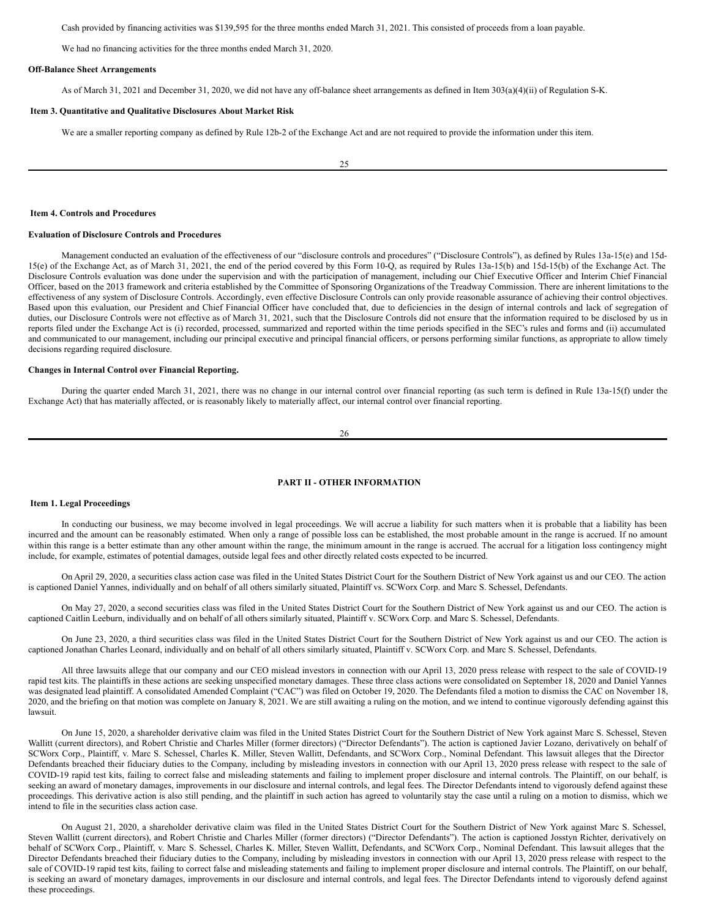Cash provided by financing activities was $139,595 for the three months ended March 31, 2021. This consisted of proceeds from a loan payable.

We had no financing activities for the three months ended March 31, 2020.

**Off-Balance Sheet Arrangements**

As of March 31, 2021 and December 31, 2020, we did not have any off-balance sheet arrangements as defined in Item 303(a)(4)(ii) of Regulation S-K.

**Item 3. Quantitative and Qualitative Disclosures About Market Risk**

We are a smaller reporting company as defined by Rule 12b-2 of the Exchange Act and are not required to provide the information under this item.

**Item 4. Controls and Procedures**

**Evaluation of Disclosure Controls and Procedures**

Management conducted an evaluation of the effectiveness of our "disclosure controls and procedures" ("Disclosure Controls"), as defined by Rules 13a-15(e) and 15d-15(e) of the Exchange Act, as of March 31, 2021, the end of the period covered by this Form 10-Q, as required by Rules 13a-15(b) and 15d-15(b) of the Exchange Act. The Disclosure Controls evaluation was done under the supervision and with the participation of management, including our Chief Executive Officer and Interim Chief Financial Officer, based on the 2013 framework and criteria established by the Committee of Sponsoring Organizations of the Treadway Commission. There are inherent limitations to the effectiveness of any system of Disclosure Controls. Accordingly, even effective Disclosure Controls can only provide reasonable assurance of achieving their control objectives. Based upon this evaluation, our President and Chief Financial Officer have concluded that, due to deficiencies in the design of internal controls and lack of segregation of duties, our Disclosure Controls were not effective as of March 31, 2021, such that the Disclosure Controls did not ensure that the information required to be disclosed by us in reports filed under the Exchange Act is (i) recorded, processed, summarized and reported within the time periods specified in the SEC's rules and forms and (ii) accumulated and communicated to our management, including our principal executive and principal financial officers, or persons performing similar functions, as appropriate to allow timely decisions regarding required disclosure.

**Changes in Internal Control over Financial Reporting.**

During the quarter ended March 31, 2021, there was no change in our internal control over financial reporting (as such term is defined in Rule 13a-15(f) under the Exchange Act) that has materially affected, or is reasonably likely to materially affect, our internal control over financial reporting.

## PART II - OTHER INFORMATION

**Item 1. Legal Proceedings**

In conducting our business, we may become involved in legal proceedings. We will accrue a liability for such matters when it is probable that a liability has been incurred and the amount can be reasonably estimated. When only a range of possible loss can be established, the most probable amount in the range is accrued. If no amount within this range is a better estimate than any other amount within the range, the minimum amount in the range is accrued. The accrual for a litigation loss contingency might include, for example, estimates of potential damages, outside legal fees and other directly related costs expected to be incurred.

On April 29, 2020, a securities class action case was filed in the United States District Court for the Southern District of New York against us and our CEO. The action is captioned Daniel Yannes, individually and on behalf of all others similarly situated, Plaintiff vs. SCWorx Corp. and Marc S. Schessel, Defendants.

On May 27, 2020, a second securities class was filed in the United States District Court for the Southern District of New York against us and our CEO. The action is captioned Caitlin Leeburn, individually and on behalf of all others similarly situated, Plaintiff v. SCWorx Corp. and Marc S. Schessel, Defendants.

On June 23, 2020, a third securities class was filed in the United States District Court for the Southern District of New York against us and our CEO. The action is captioned Jonathan Charles Leonard, individually and on behalf of all others similarly situated, Plaintiff v. SCWorx Corp. and Marc S. Schessel, Defendants.

All three lawsuits allege that our company and our CEO mislead investors in connection with our April 13, 2020 press release with respect to the sale of COVID-19 rapid test kits. The plaintiffs in these actions are seeking unspecified monetary damages. These three class actions were consolidated on September 18, 2020 and Daniel Yannes was designated lead plaintiff. A consolidated Amended Complaint ("CAC") was filed on October 19, 2020. The Defendants filed a motion to dismiss the CAC on November 18, 2020, and the briefing on that motion was complete on January 8, 2021. We are still awaiting a ruling on the motion, and we intend to continue vigorously defending against this lawsuit.

On June 15, 2020, a shareholder derivative claim was filed in the United States District Court for the Southern District of New York against Marc S. Schessel, Steven Wallitt (current directors), and Robert Christie and Charles Miller (former directors) ("Director Defendants"). The action is captioned Javier Lozano, derivatively on behalf of SCWorx Corp., Plaintiff, v. Marc S. Schessel, Charles K. Miller, Steven Wallitt, Defendants, and SCWorx Corp., Nominal Defendant. This lawsuit alleges that the Director Defendants breached their fiduciary duties to the Company, including by misleading investors in connection with our April 13, 2020 press release with respect to the sale of COVID-19 rapid test kits, failing to correct false and misleading statements and failing to implement proper disclosure and internal controls. The Plaintiff, on our behalf, is seeking an award of monetary damages, improvements in our disclosure and internal controls, and legal fees. The Director Defendants intend to vigorously defend against these proceedings. This derivative action is also still pending, and the plaintiff in such action has agreed to voluntarily stay the case until a ruling on a motion to dismiss, which we intend to file in the securities class action case.

On August 21, 2020, a shareholder derivative claim was filed in the United States District Court for the Southern District of New York against Marc S. Schessel, Steven Wallitt (current directors), and Robert Christie and Charles Miller (former directors) ("Director Defendants"). The action is captioned Josstyn Richter, derivatively on behalf of SCWorx Corp., Plaintiff, v. Marc S. Schessel, Charles K. Miller, Steven Wallitt, Defendants, and SCWorx Corp., Nominal Defendant. This lawsuit alleges that the Director Defendants breached their fiduciary duties to the Company, including by misleading investors in connection with our April 13, 2020 press release with respect to the sale of COVID-19 rapid test kits, failing to correct false and misleading statements and failing to implement proper disclosure and internal controls. The Plaintiff, on our behalf, is seeking an award of monetary damages, improvements in our disclosure and internal controls, and legal fees. The Director Defendants intend to vigorously defend against these proceedings.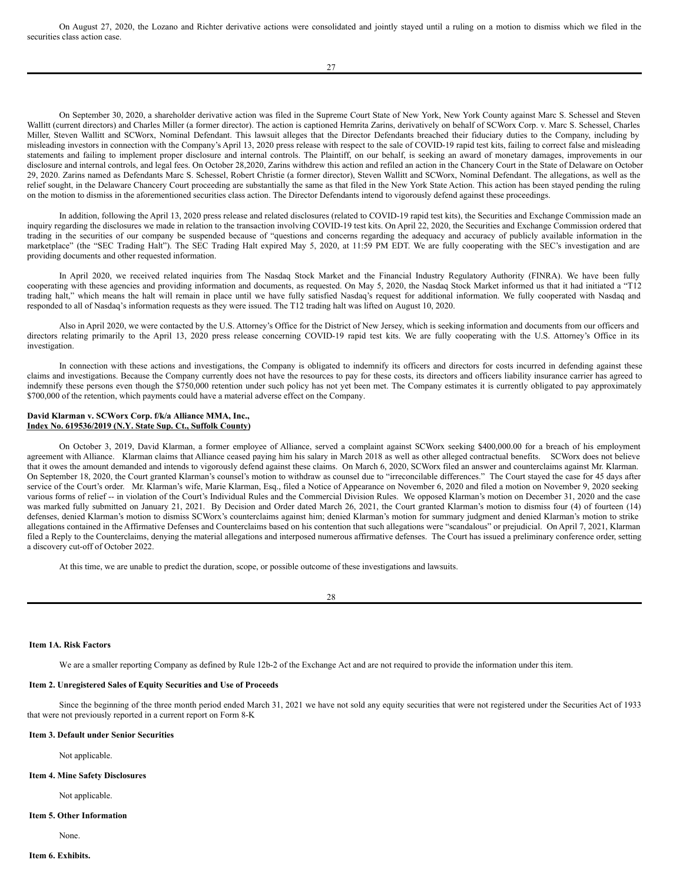On August 27, 2020, the Lozano and Richter derivative actions were consolidated and jointly stayed until a ruling on a motion to dismiss which we filed in the securities class action case.

On September 30, 2020, a shareholder derivative action was filed in the Supreme Court State of New York, New York County against Marc S. Schessel and Steven Wallitt (current directors) and Charles Miller (a former director). The action is captioned Hemrita Zarins, derivatively on behalf of SCWorx Corp. v. Marc S. Schessel, Charles Miller, Steven Wallitt and SCWorx, Nominal Defendant. This lawsuit alleges that the Director Defendants breached their fiduciary duties to the Company, including by misleading investors in connection with the Company's April 13, 2020 press release with respect to the sale of COVID-19 rapid test kits, failing to correct false and misleading statements and failing to implement proper disclosure and internal controls. The Plaintiff, on our behalf, is seeking an award of monetary damages, improvements in our disclosure and internal controls, and legal fees. On October 28,2020, Zarins withdrew this action and refiled an action in the Chancery Court in the State of Delaware on October 29, 2020. Zarins named as Defendants Marc S. Schessel, Robert Christie (a former director), Steven Wallitt and SCWorx, Nominal Defendant. The allegations, as well as the relief sought, in the Delaware Chancery Court proceeding are substantially the same as that filed in the New York State Action. This action has been stayed pending the ruling on the motion to dismiss in the aforementioned securities class action. The Director Defendants intend to vigorously defend against these proceedings.

In addition, following the April 13, 2020 press release and related disclosures (related to COVID-19 rapid test kits), the Securities and Exchange Commission made an inquiry regarding the disclosures we made in relation to the transaction involving COVID-19 test kits. On April 22, 2020, the Securities and Exchange Commission ordered that trading in the securities of our company be suspended because of "questions and concerns regarding the adequacy and accuracy of publicly available information in the marketplace" (the "SEC Trading Halt"). The SEC Trading Halt expired May 5, 2020, at 11:59 PM EDT. We are fully cooperating with the SEC's investigation and are providing documents and other requested information.

In April 2020, we received related inquiries from The Nasdaq Stock Market and the Financial Industry Regulatory Authority (FINRA). We have been fully cooperating with these agencies and providing information and documents, as requested. On May 5, 2020, the Nasdaq Stock Market informed us that it had initiated a "T12 trading halt," which means the halt will remain in place until we have fully satisfied Nasdaq's request for additional information. We fully cooperated with Nasdaq and responded to all of Nasdaq's information requests as they were issued. The T12 trading halt was lifted on August 10, 2020.

Also in April 2020, we were contacted by the U.S. Attorney's Office for the District of New Jersey, which is seeking information and documents from our officers and directors relating primarily to the April 13, 2020 press release concerning COVID-19 rapid test kits. We are fully cooperating with the U.S. Attorney's Office in its investigation.

In connection with these actions and investigations, the Company is obligated to indemnify its officers and directors for costs incurred in defending against these claims and investigations. Because the Company currently does not have the resources to pay for these costs, its directors and officers liability insurance carrier has agreed to indemnify these persons even though the $750,000 retention under such policy has not yet been met. The Company estimates it is currently obligated to pay approximately $700,000 of the retention, which payments could have a material adverse effect on the Company.

**David Klarman v. SCWorx Corp. f/k/a Alliance MMA, Inc.,**
**Index No. 619536/2019 (N.Y. State Sup. Ct., Suffolk County)**

On October 3, 2019, David Klarman, a former employee of Alliance, served a complaint against SCWorx seeking $400,000.00 for a breach of his employment agreement with Alliance. Klarman claims that Alliance ceased paying him his salary in March 2018 as well as other alleged contractual benefits. SCWorx does not believe that it owes the amount demanded and intends to vigorously defend against these claims. On March 6, 2020, SCWorx filed an answer and counterclaims against Mr. Klarman. On September 18, 2020, the Court granted Klarman's counsel's motion to withdraw as counsel due to "irreconcilable differences." The Court stayed the case for 45 days after service of the Court's order. Mr. Klarman's wife, Marie Klarman, Esq., filed a Notice of Appearance on November 6, 2020 and filed a motion on November 9, 2020 seeking various forms of relief -- in violation of the Court's Individual Rules and the Commercial Division Rules. We opposed Klarman's motion on December 31, 2020 and the case was marked fully submitted on January 21, 2021. By Decision and Order dated March 26, 2021, the Court granted Klarman's motion to dismiss four (4) of fourteen (14) defenses, denied Klarman's motion to dismiss SCWorx's counterclaims against him; denied Klarman's motion for summary judgment and denied Klarman's motion to strike allegations contained in the Affirmative Defenses and Counterclaims based on his contention that such allegations were "scandalous" or prejudicial. On April 7, 2021, Klarman filed a Reply to the Counterclaims, denying the material allegations and interposed numerous affirmative defenses. The Court has issued a preliminary conference order, setting a discovery cut-off of October 2022.

At this time, we are unable to predict the duration, scope, or possible outcome of these investigations and lawsuits.

**Item 1A. Risk Factors**

We are a smaller reporting Company as defined by Rule 12b-2 of the Exchange Act and are not required to provide the information under this item.

**Item 2. Unregistered Sales of Equity Securities and Use of Proceeds**

Since the beginning of the three month period ended March 31, 2021 we have not sold any equity securities that were not registered under the Securities Act of 1933 that were not previously reported in a current report on Form 8-K

**Item 3. Default under Senior Securities**

Not applicable.

**Item 4. Mine Safety Disclosures**

Not applicable.

**Item 5. Other Information**

None.

**Item 6. Exhibits.**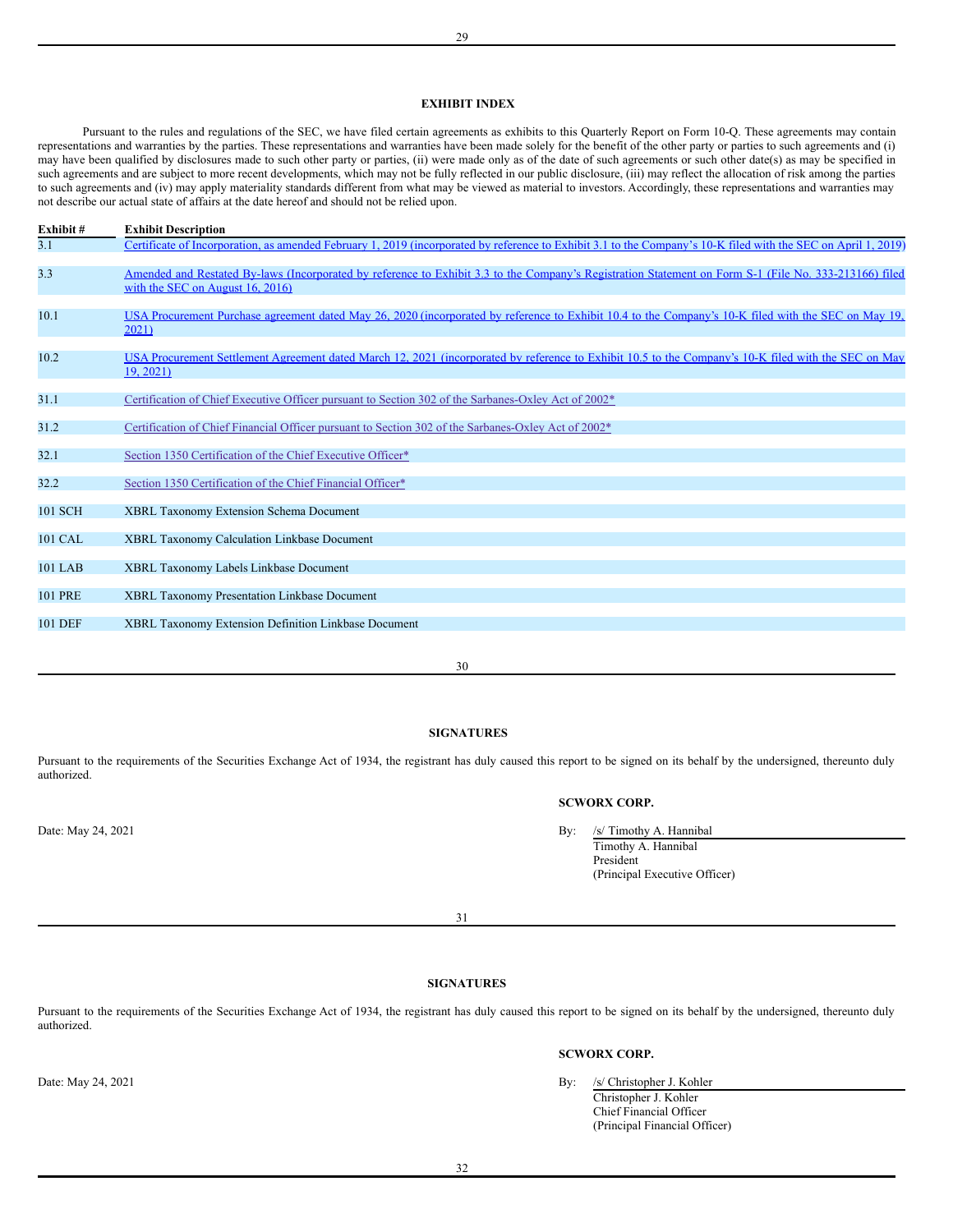## EXHIBIT INDEX

Pursuant to the rules and regulations of the SEC, we have filed certain agreements as exhibits to this Quarterly Report on Form 10-Q. These agreements may contain representations and warranties by the parties. These representations and warranties have been made solely for the benefit of the other party or parties to such agreements and (i) may have been qualified by disclosures made to such other party or parties, (ii) were made only as of the date of such agreements or such other date(s) as may be specified in such agreements and are subject to more recent developments, which may not be fully reflected in our public disclosure, (iii) may reflect the allocation of risk among the parties to such agreements and (iv) may apply materiality standards different from what may be viewed as material to investors. Accordingly, these representations and warranties may not describe our actual state of affairs at the date hereof and should not be relied upon.

| Exhibit # | Exhibit Description |
|---|---|
| 3.1 | Certificate of Incorporation, as amended February 1, 2019 (incorporated by reference to Exhibit 3.1 to the Company's 10-K filed with the SEC on April 1, 2019) |
| 3.3 | Amended and Restated By-laws (Incorporated by reference to Exhibit 3.3 to the Company's Registration Statement on Form S-1 (File No. 333-213166) filed with the SEC on August 16, 2016) |
| 10.1 | USA Procurement Purchase agreement dated May 26, 2020 (incorporated by reference to Exhibit 10.4 to the Company's 10-K filed with the SEC on May 19, 2021) |
| 10.2 | USA Procurement Settlement Agreement dated March 12, 2021 (incorporated by reference to Exhibit 10.5 to the Company's 10-K filed with the SEC on May 19, 2021) |
| 31.1 | Certification of Chief Executive Officer pursuant to Section 302 of the Sarbanes-Oxley Act of 2002* |
| 31.2 | Certification of Chief Financial Officer pursuant to Section 302 of the Sarbanes-Oxley Act of 2002* |
| 32.1 | Section 1350 Certification of the Chief Executive Officer* |
| 32.2 | Section 1350 Certification of the Chief Financial Officer* |
| 101 SCH | XBRL Taxonomy Extension Schema Document |
| 101 CAL | XBRL Taxonomy Calculation Linkbase Document |
| 101 LAB | XBRL Taxonomy Labels Linkbase Document |
| 101 PRE | XBRL Taxonomy Presentation Linkbase Document |
| 101 DEF | XBRL Taxonomy Extension Definition Linkbase Document |

## SIGNATURES

Pursuant to the requirements of the Securities Exchange Act of 1934, the registrant has duly caused this report to be signed on its behalf by the undersigned, thereunto duly authorized.

**SCWORX CORP.**

Date: May 24, 2021

By: /s/ Timothy A. Hannibal
Timothy A. Hannibal
President
(Principal Executive Officer)

## SIGNATURES

Pursuant to the requirements of the Securities Exchange Act of 1934, the registrant has duly caused this report to be signed on its behalf by the undersigned, thereunto duly authorized.

**SCWORX CORP.**

Date: May 24, 2021

By: /s/ Christopher J. Kohler
Christopher J. Kohler
Chief Financial Officer
(Principal Financial Officer)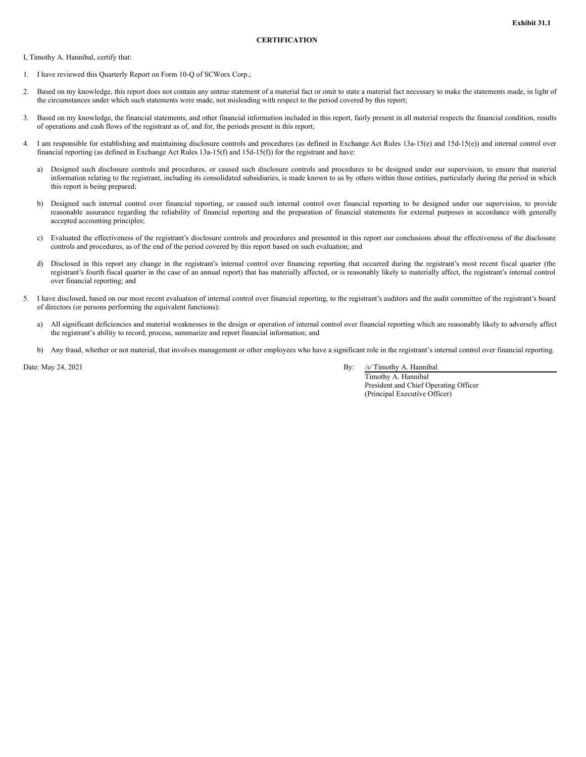**Exhibit 31.1**

**CERTIFICATION**

I, Timothy A. Hannibal, certify that:

1. I have reviewed this Quarterly Report on Form 10-Q of SCWorx Corp.;

2. Based on my knowledge, this report does not contain any untrue statement of a material fact or omit to state a material fact necessary to make the statements made, in light of the circumstances under which such statements were made, not misleading with respect to the period covered by this report;

3. Based on my knowledge, the financial statements, and other financial information included in this report, fairly present in all material respects the financial condition, results of operations and cash flows of the registrant as of, and for, the periods present in this report;

4. I am responsible for establishing and maintaining disclosure controls and procedures (as defined in Exchange Act Rules 13a-15(e) and 15d-15(e)) and internal control over financial reporting (as defined in Exchange Act Rules 13a-15(f) and 15d-15(f)) for the registrant and have:

   a) Designed such disclosure controls and procedures, or caused such disclosure controls and procedures to be designed under our supervision, to ensure that material information relating to the registrant, including its consolidated subsidiaries, is made known to us by others within those entities, particularly during the period in which this report is being prepared;

   b) Designed such internal control over financial reporting, or caused such internal control over financial reporting to be designed under our supervision, to provide reasonable assurance regarding the reliability of financial reporting and the preparation of financial statements for external purposes in accordance with generally accepted accounting principles;

   c) Evaluated the effectiveness of the registrant's disclosure controls and procedures and presented in this report our conclusions about the effectiveness of the disclosure controls and procedures, as of the end of the period covered by this report based on such evaluation; and

   d) Disclosed in this report any change in the registrant's internal control over financing reporting that occurred during the registrant's most recent fiscal quarter (the registrant's fourth fiscal quarter in the case of an annual report) that has materially affected, or is reasonably likely to materially affect, the registrant's internal control over financial reporting; and

5. I have disclosed, based on our most recent evaluation of internal control over financial reporting, to the registrant's auditors and the audit committee of the registrant's board of directors (or persons performing the equivalent functions):

   a) All significant deficiencies and material weaknesses in the design or operation of internal control over financial reporting which are reasonably likely to adversely affect the registrant's ability to record, process, summarize and report financial information; and

   b) Any fraud, whether or not material, that involves management or other employees who have a significant role in the registrant's internal control over financial reporting.

Date: May 24, 2021

By: */s/* Timothy A. Hannibal
Timothy A. Hannibal
President and Chief Operating Officer
(Principal Executive Officer)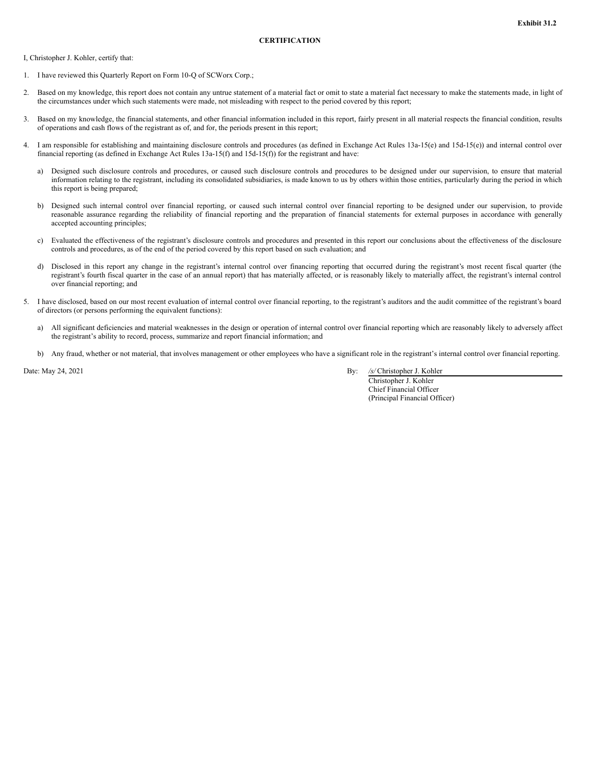**Exhibit 31.2**

**CERTIFICATION**

I, Christopher J. Kohler, certify that:

1. I have reviewed this Quarterly Report on Form 10-Q of SCWorx Corp.;

2. Based on my knowledge, this report does not contain any untrue statement of a material fact or omit to state a material fact necessary to make the statements made, in light of the circumstances under which such statements were made, not misleading with respect to the period covered by this report;

3. Based on my knowledge, the financial statements, and other financial information included in this report, fairly present in all material respects the financial condition, results of operations and cash flows of the registrant as of, and for, the periods present in this report;

4. I am responsible for establishing and maintaining disclosure controls and procedures (as defined in Exchange Act Rules 13a-15(e) and 15d-15(e)) and internal control over financial reporting (as defined in Exchange Act Rules 13a-15(f) and 15d-15(f)) for the registrant and have:

   a) Designed such disclosure controls and procedures, or caused such disclosure controls and procedures to be designed under our supervision, to ensure that material information relating to the registrant, including its consolidated subsidiaries, is made known to us by others within those entities, particularly during the period in which this report is being prepared;

   b) Designed such internal control over financial reporting, or caused such internal control over financial reporting to be designed under our supervision, to provide reasonable assurance regarding the reliability of financial reporting and the preparation of financial statements for external purposes in accordance with generally accepted accounting principles;

   c) Evaluated the effectiveness of the registrant's disclosure controls and procedures and presented in this report our conclusions about the effectiveness of the disclosure controls and procedures, as of the end of the period covered by this report based on such evaluation; and

   d) Disclosed in this report any change in the registrant's internal control over financing reporting that occurred during the registrant's most recent fiscal quarter (the registrant's fourth fiscal quarter in the case of an annual report) that has materially affected, or is reasonably likely to materially affect, the registrant's internal control over financial reporting; and

5. I have disclosed, based on our most recent evaluation of internal control over financial reporting, to the registrant's auditors and the audit committee of the registrant's board of directors (or persons performing the equivalent functions):

   a) All significant deficiencies and material weaknesses in the design or operation of internal control over financial reporting which are reasonably likely to adversely affect the registrant's ability to record, process, summarize and report financial information; and

   b) Any fraud, whether or not material, that involves management or other employees who have a significant role in the registrant's internal control over financial reporting.

Date: May 24, 2021

By: /s/ Christopher J. Kohler
Christopher J. Kohler
Chief Financial Officer
(Principal Financial Officer)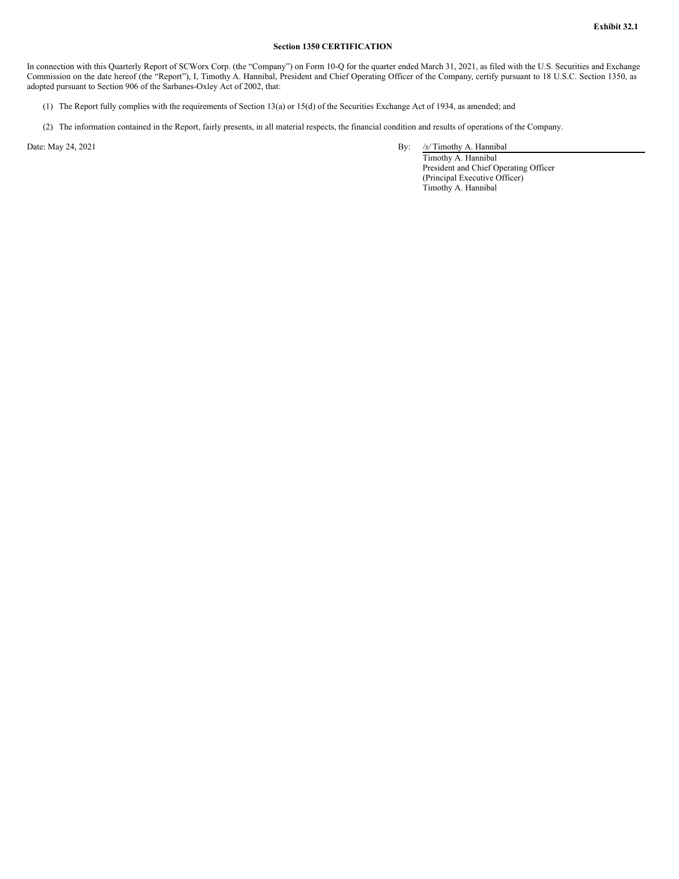**Exhibit 32.1**

**Section 1350 CERTIFICATION**

In connection with this Quarterly Report of SCWorx Corp. (the "Company") on Form 10-Q for the quarter ended March 31, 2021, as filed with the U.S. Securities and Exchange Commission on the date hereof (the "Report"), I, Timothy A. Hannibal, President and Chief Operating Officer of the Company, certify pursuant to 18 U.S.C. Section 1350, as adopted pursuant to Section 906 of the Sarbanes-Oxley Act of 2002, that:

(1) The Report fully complies with the requirements of Section 13(a) or 15(d) of the Securities Exchange Act of 1934, as amended; and

(2) The information contained in the Report, fairly presents, in all material respects, the financial condition and results of operations of the Company.

Date: May 24, 2021

By: /s/ Timothy A. Hannibal
Timothy A. Hannibal
President and Chief Operating Officer
(Principal Executive Officer)
Timothy A. Hannibal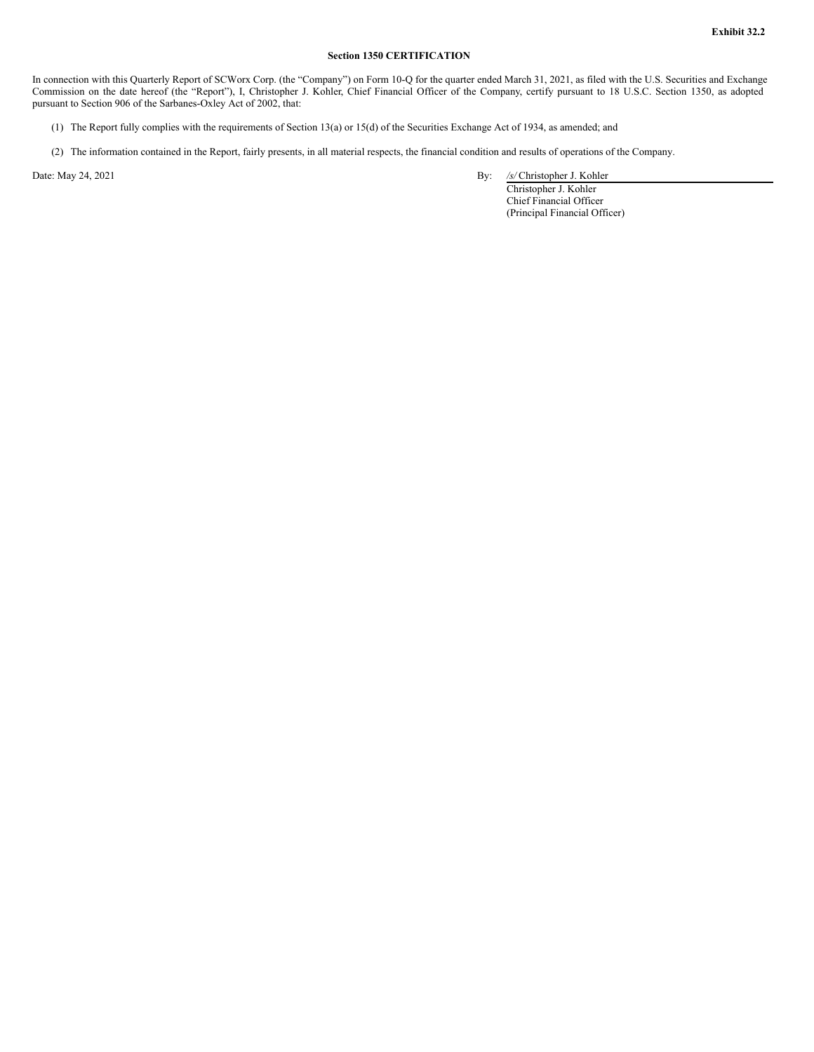**Exhibit 32.2**

**Section 1350 CERTIFICATION**

In connection with this Quarterly Report of SCWorx Corp. (the "Company") on Form 10-Q for the quarter ended March 31, 2021, as filed with the U.S. Securities and Exchange Commission on the date hereof (the "Report"), I, Christopher J. Kohler, Chief Financial Officer of the Company, certify pursuant to 18 U.S.C. Section 1350, as adopted pursuant to Section 906 of the Sarbanes-Oxley Act of 2002, that:

(1) The Report fully complies with the requirements of Section 13(a) or 15(d) of the Securities Exchange Act of 1934, as amended; and

(2) The information contained in the Report, fairly presents, in all material respects, the financial condition and results of operations of the Company.

Date: May 24, 2021

By: */s/* Christopher J. Kohler
Christopher J. Kohler
Chief Financial Officer
(Principal Financial Officer)